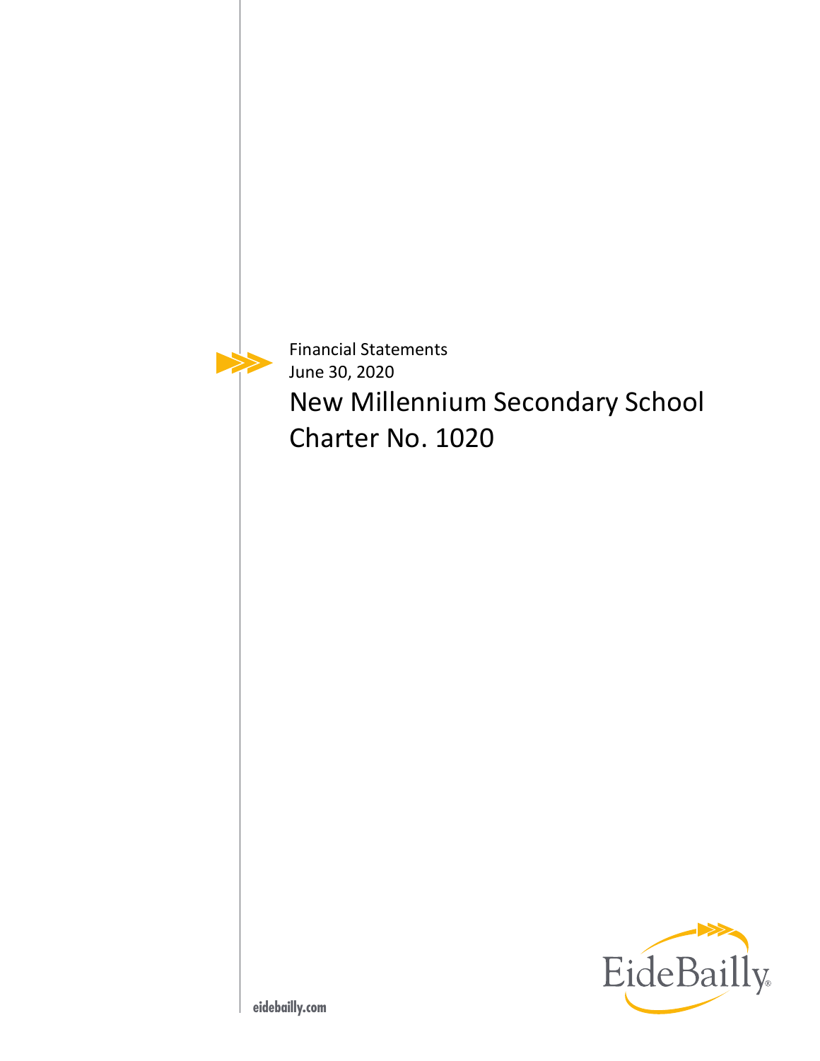Financial Statements

June 30, 2020

# New Millennium Secondary School Charter No. 1020

EideBailly

eidebailly.com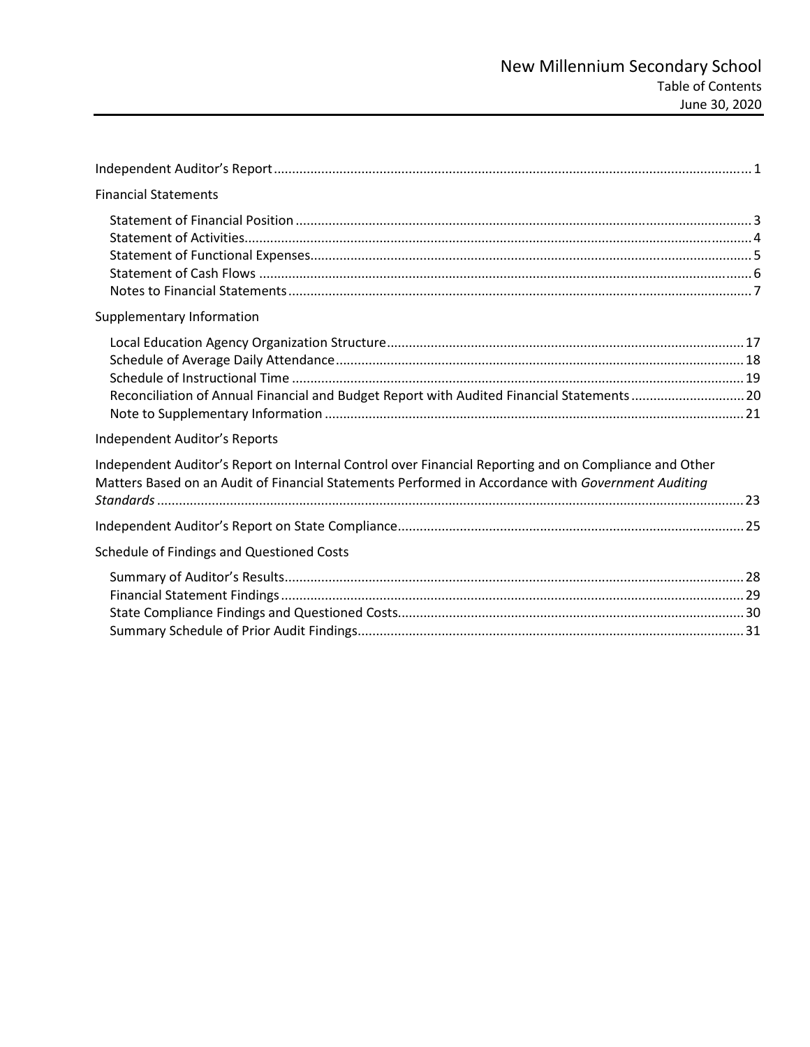# New Millennium Secondary School

Table of Contents

June 30, 2020

Independent Auditor's Report ..... 1

Financial Statements

- Statement of Financial Position ..... 3
- Statement of Activities ..... 4
- Statement of Functional Expenses ..... 5
- Statement of Cash Flows ..... 6
- Notes to Financial Statements ..... 7

Supplementary Information

- Local Education Agency Organization Structure ..... 17
- Schedule of Average Daily Attendance ..... 18
- Schedule of Instructional Time ..... 19
- Reconciliation of Annual Financial and Budget Report with Audited Financial Statements ..... 20
- Note to Supplementary Information ..... 21

Independent Auditor's Reports

Independent Auditor's Report on Internal Control over Financial Reporting and on Compliance and Other Matters Based on an Audit of Financial Statements Performed in Accordance with *Government Auditing Standards* ..... 23

Independent Auditor's Report on State Compliance ..... 25

Schedule of Findings and Questioned Costs

- Summary of Auditor's Results ..... 28
- Financial Statement Findings ..... 29
- State Compliance Findings and Questioned Costs ..... 30
- Summary Schedule of Prior Audit Findings ..... 31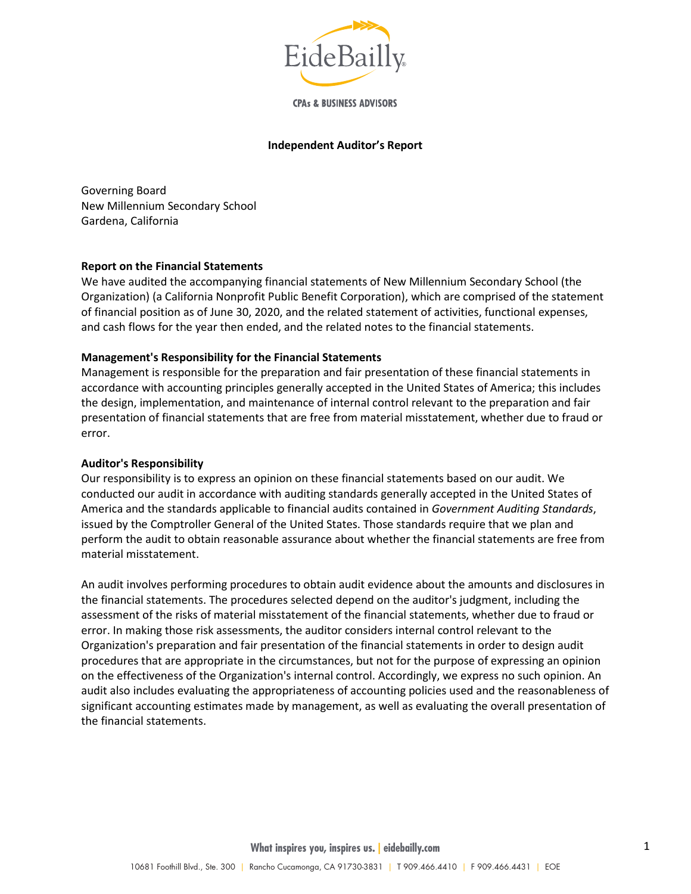# Independent Auditor's Report

Governing Board
New Millennium Secondary School
Gardena, California

## Report on the Financial Statements

We have audited the accompanying financial statements of New Millennium Secondary School (the Organization) (a California Nonprofit Public Benefit Corporation), which are comprised of the statement of financial position as of June 30, 2020, and the related statement of activities, functional expenses, and cash flows for the year then ended, and the related notes to the financial statements.

## Management's Responsibility for the Financial Statements

Management is responsible for the preparation and fair presentation of these financial statements in accordance with accounting principles generally accepted in the United States of America; this includes the design, implementation, and maintenance of internal control relevant to the preparation and fair presentation of financial statements that are free from material misstatement, whether due to fraud or error.

## Auditor's Responsibility

Our responsibility is to express an opinion on these financial statements based on our audit. We conducted our audit in accordance with auditing standards generally accepted in the United States of America and the standards applicable to financial audits contained in *Government Auditing Standards*, issued by the Comptroller General of the United States. Those standards require that we plan and perform the audit to obtain reasonable assurance about whether the financial statements are free from material misstatement.

An audit involves performing procedures to obtain audit evidence about the amounts and disclosures in the financial statements. The procedures selected depend on the auditor's judgment, including the assessment of the risks of material misstatement of the financial statements, whether due to fraud or error. In making those risk assessments, the auditor considers internal control relevant to the Organization's preparation and fair presentation of the financial statements in order to design audit procedures that are appropriate in the circumstances, but not for the purpose of expressing an opinion on the effectiveness of the Organization's internal control. Accordingly, we express no such opinion. An audit also includes evaluating the appropriateness of accounting policies used and the reasonableness of significant accounting estimates made by management, as well as evaluating the overall presentation of the financial statements.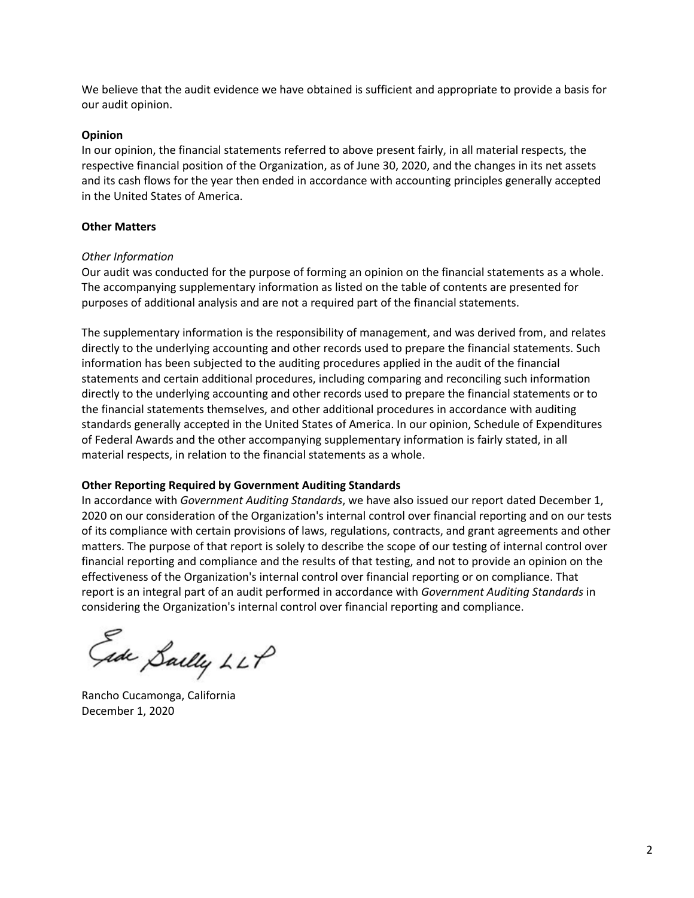We believe that the audit evidence we have obtained is sufficient and appropriate to provide a basis for our audit opinion.

**Opinion**

In our opinion, the financial statements referred to above present fairly, in all material respects, the respective financial position of the Organization, as of June 30, 2020, and the changes in its net assets and its cash flows for the year then ended in accordance with accounting principles generally accepted in the United States of America.

**Other Matters**

*Other Information*

Our audit was conducted for the purpose of forming an opinion on the financial statements as a whole. The accompanying supplementary information as listed on the table of contents are presented for purposes of additional analysis and are not a required part of the financial statements.

The supplementary information is the responsibility of management, and was derived from, and relates directly to the underlying accounting and other records used to prepare the financial statements. Such information has been subjected to the auditing procedures applied in the audit of the financial statements and certain additional procedures, including comparing and reconciling such information directly to the underlying accounting and other records used to prepare the financial statements or to the financial statements themselves, and other additional procedures in accordance with auditing standards generally accepted in the United States of America. In our opinion, Schedule of Expenditures of Federal Awards and the other accompanying supplementary information is fairly stated, in all material respects, in relation to the financial statements as a whole.

**Other Reporting Required by Government Auditing Standards**

In accordance with *Government Auditing Standards*, we have also issued our report dated December 1, 2020 on our consideration of the Organization's internal control over financial reporting and on our tests of its compliance with certain provisions of laws, regulations, contracts, and grant agreements and other matters. The purpose of that report is solely to describe the scope of our testing of internal control over financial reporting and compliance and the results of that testing, and not to provide an opinion on the effectiveness of the Organization's internal control over financial reporting or on compliance. That report is an integral part of an audit performed in accordance with *Government Auditing Standards* in considering the Organization's internal control over financial reporting and compliance.

Eide Bailly LLP

Rancho Cucamonga, California
December 1, 2020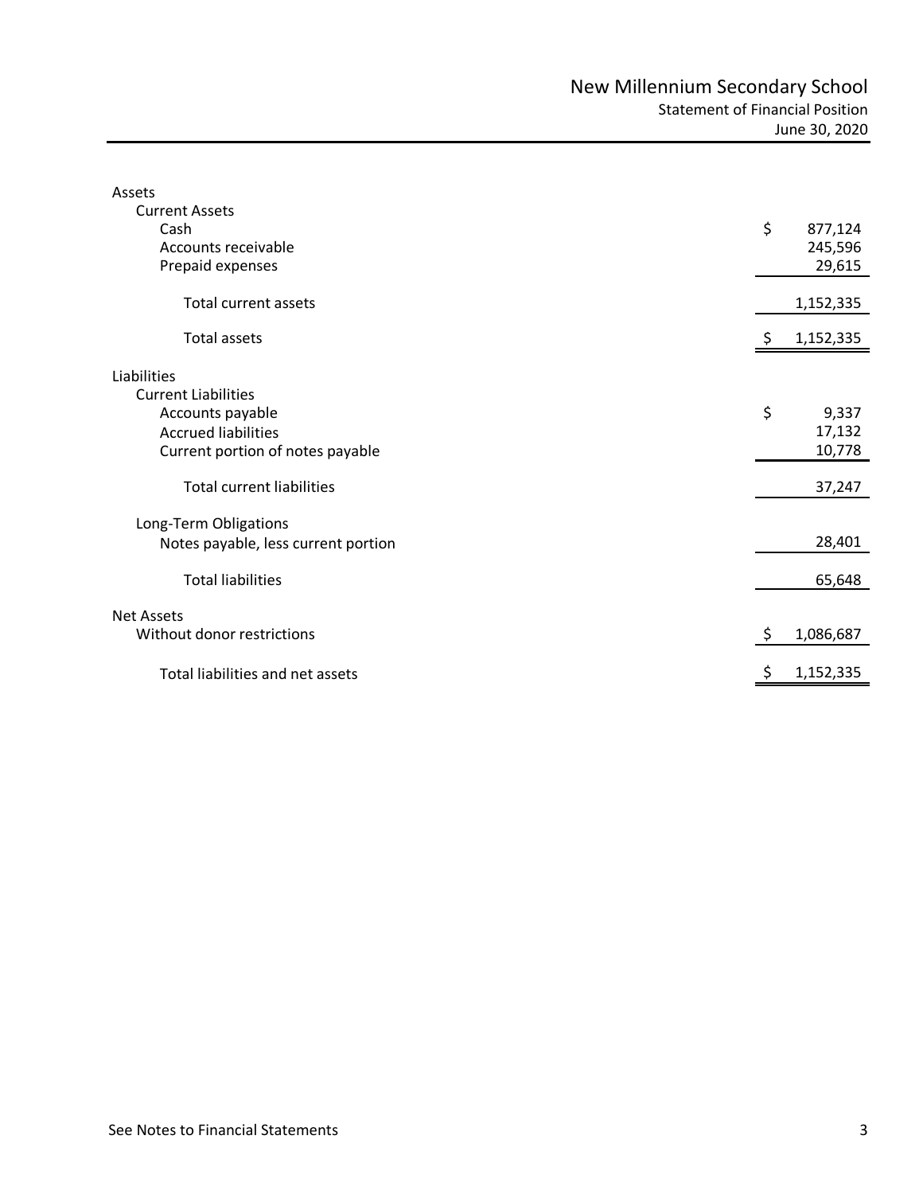# New Millennium Secondary School

## Statement of Financial Position

June 30, 2020

| | |
|---|---|
| **Assets** | |
| Current Assets | |
| Cash | $ 877,124 |
| Accounts receivable | 245,596 |
| Prepaid expenses | 29,615 |
| Total current assets | 1,152,335 |
| Total assets | $ 1,152,335 |
| **Liabilities** | |
| Current Liabilities | |
| Accounts payable | $ 9,337 |
| Accrued liabilities | 17,132 |
| Current portion of notes payable | 10,778 |
| Total current liabilities | 37,247 |
| Long-Term Obligations | |
| Notes payable, less current portion | 28,401 |
| Total liabilities | 65,648 |
| **Net Assets** | |
| Without donor restrictions | $ 1,086,687 |
| Total liabilities and net assets | $ 1,152,335 |

See Notes to Financial Statements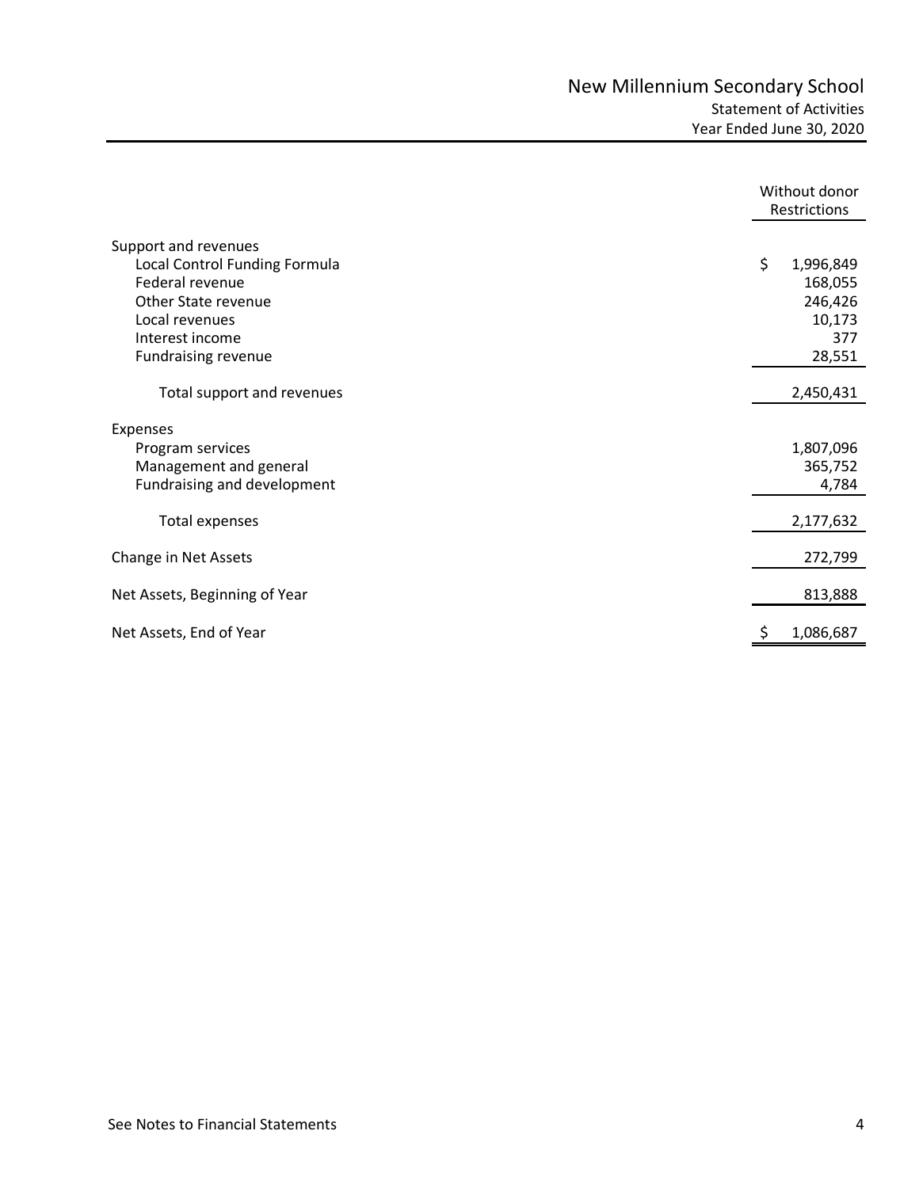# New Millennium Secondary School

## Statement of Activities

### Year Ended June 30, 2020

| | Without donor Restrictions |
|---|---|
| **Support and revenues** | |
| Local Control Funding Formula | $ 1,996,849 |
| Federal revenue | 168,055 |
| Other State revenue | 246,426 |
| Local revenues | 10,173 |
| Interest income | 377 |
| Fundraising revenue | 28,551 |
| Total support and revenues | 2,450,431 |
| **Expenses** | |
| Program services | 1,807,096 |
| Management and general | 365,752 |
| Fundraising and development | 4,784 |
| Total expenses | 2,177,632 |
| Change in Net Assets | 272,799 |
| Net Assets, Beginning of Year | 813,888 |
| Net Assets, End of Year | $ 1,086,687 |

See Notes to Financial Statements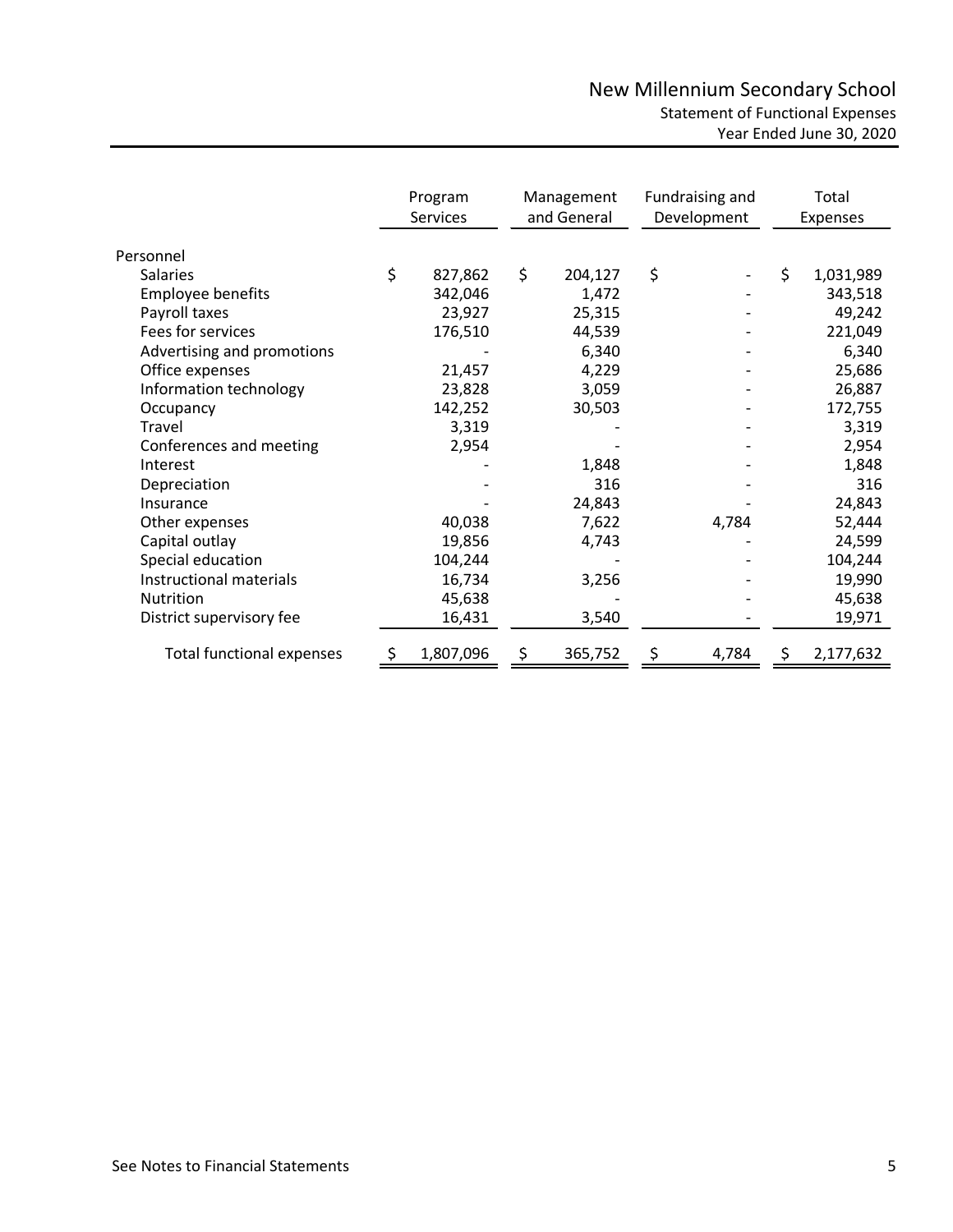# New Millennium Secondary School

## Statement of Functional Expenses

### Year Ended June 30, 2020

| | Program Services | Management and General | Fundraising and Development | Total Expenses |
|---|---|---|---|---|
| Personnel | | | | |
| Salaries | $ 827,862 | $ 204,127 | $ - | $ 1,031,989 |
| Employee benefits | 342,046 | 1,472 | - | 343,518 |
| Payroll taxes | 23,927 | 25,315 | - | 49,242 |
| Fees for services | 176,510 | 44,539 | - | 221,049 |
| Advertising and promotions | - | 6,340 | - | 6,340 |
| Office expenses | 21,457 | 4,229 | - | 25,686 |
| Information technology | 23,828 | 3,059 | - | 26,887 |
| Occupancy | 142,252 | 30,503 | - | 172,755 |
| Travel | 3,319 | - | - | 3,319 |
| Conferences and meeting | 2,954 | - | - | 2,954 |
| Interest | - | 1,848 | - | 1,848 |
| Depreciation | - | 316 | - | 316 |
| Insurance | - | 24,843 | - | 24,843 |
| Other expenses | 40,038 | 7,622 | 4,784 | 52,444 |
| Capital outlay | 19,856 | 4,743 | - | 24,599 |
| Special education | 104,244 | - | - | 104,244 |
| Instructional materials | 16,734 | 3,256 | - | 19,990 |
| Nutrition | 45,638 | - | - | 45,638 |
| District supervisory fee | 16,431 | 3,540 | - | 19,971 |
| Total functional expenses | $ 1,807,096 | $ 365,752 | $ 4,784 | $ 2,177,632 |

See Notes to Financial Statements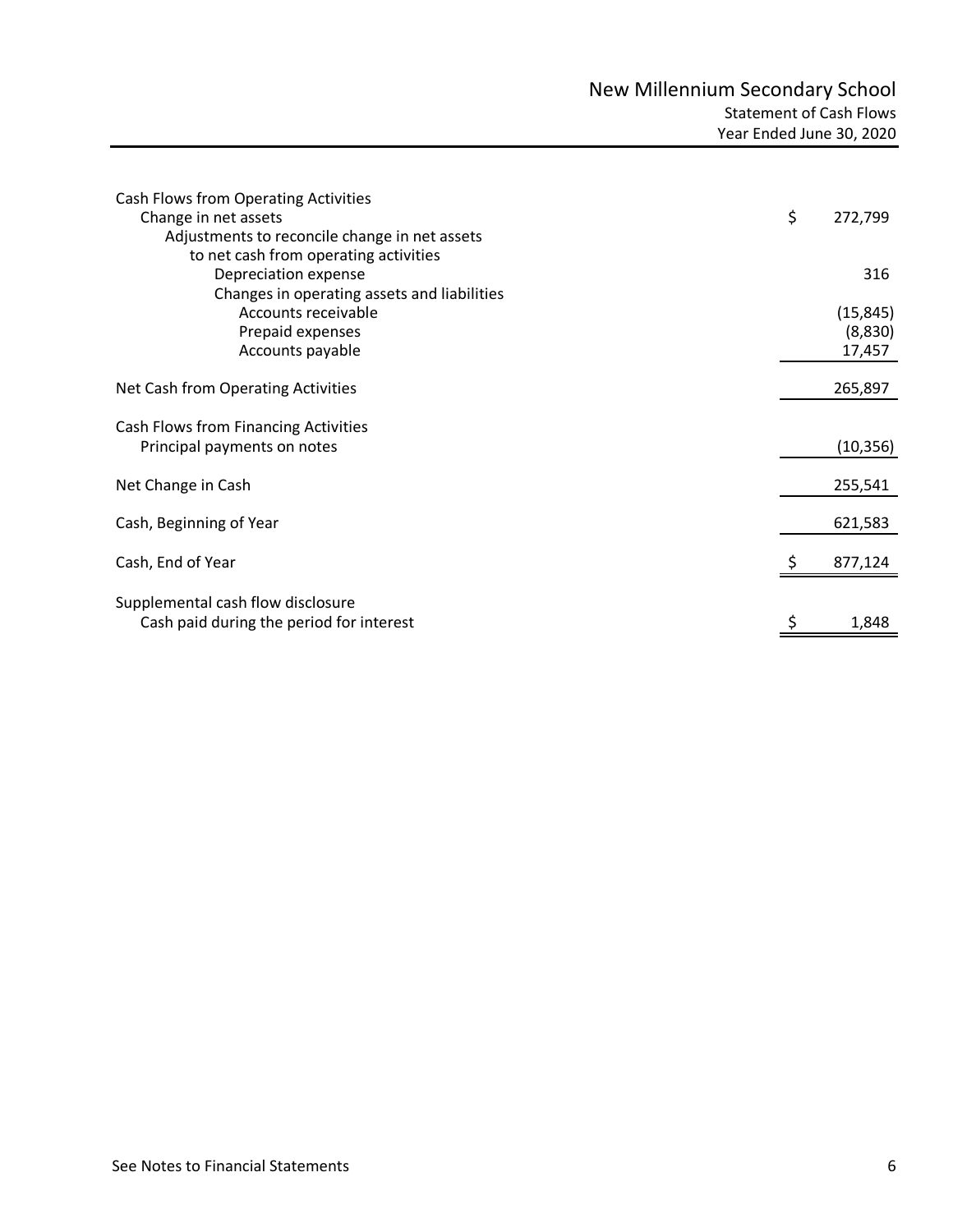# New Millennium Secondary School

## Statement of Cash Flows

### Year Ended June 30, 2020

| | |
|---|---|
| **Cash Flows from Operating Activities** | |
| Change in net assets | $ 272,799 |
| Adjustments to reconcile change in net assets to net cash from operating activities | |
| Depreciation expense | 316 |
| Changes in operating assets and liabilities | |
| Accounts receivable | (15,845) |
| Prepaid expenses | (8,830) |
| Accounts payable | 17,457 |
| **Net Cash from Operating Activities** | 265,897 |
| **Cash Flows from Financing Activities** | |
| Principal payments on notes | (10,356) |
| **Net Change in Cash** | 255,541 |
| **Cash, Beginning of Year** | 621,583 |
| **Cash, End of Year** | $ 877,124 |
| **Supplemental cash flow disclosure** | |
| Cash paid during the period for interest | $ 1,848 |

See Notes to Financial Statements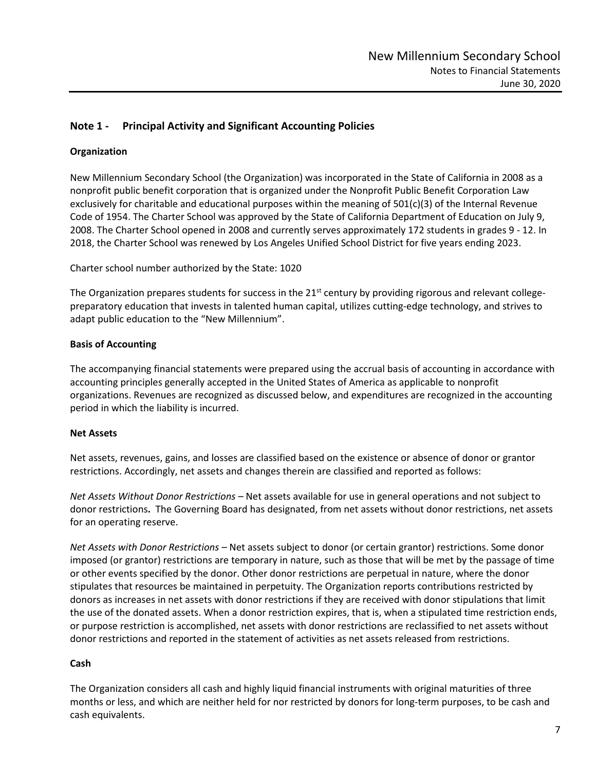## Note 1 - Principal Activity and Significant Accounting Policies

### Organization

New Millennium Secondary School (the Organization) was incorporated in the State of California in 2008 as a nonprofit public benefit corporation that is organized under the Nonprofit Public Benefit Corporation Law exclusively for charitable and educational purposes within the meaning of 501(c)(3) of the Internal Revenue Code of 1954. The Charter School was approved by the State of California Department of Education on July 9, 2008. The Charter School opened in 2008 and currently serves approximately 172 students in grades 9 - 12. In 2018, the Charter School was renewed by Los Angeles Unified School District for five years ending 2023.

Charter school number authorized by the State: 1020

The Organization prepares students for success in the 21st century by providing rigorous and relevant college-preparatory education that invests in talented human capital, utilizes cutting-edge technology, and strives to adapt public education to the "New Millennium".

### Basis of Accounting

The accompanying financial statements were prepared using the accrual basis of accounting in accordance with accounting principles generally accepted in the United States of America as applicable to nonprofit organizations. Revenues are recognized as discussed below, and expenditures are recognized in the accounting period in which the liability is incurred.

### Net Assets

Net assets, revenues, gains, and losses are classified based on the existence or absence of donor or grantor restrictions. Accordingly, net assets and changes therein are classified and reported as follows:

*Net Assets Without Donor Restrictions* – Net assets available for use in general operations and not subject to donor restrictions**.** The Governing Board has designated, from net assets without donor restrictions, net assets for an operating reserve.

*Net Assets with Donor Restrictions* – Net assets subject to donor (or certain grantor) restrictions. Some donor imposed (or grantor) restrictions are temporary in nature, such as those that will be met by the passage of time or other events specified by the donor. Other donor restrictions are perpetual in nature, where the donor stipulates that resources be maintained in perpetuity. The Organization reports contributions restricted by donors as increases in net assets with donor restrictions if they are received with donor stipulations that limit the use of the donated assets. When a donor restriction expires, that is, when a stipulated time restriction ends, or purpose restriction is accomplished, net assets with donor restrictions are reclassified to net assets without donor restrictions and reported in the statement of activities as net assets released from restrictions.

### Cash

The Organization considers all cash and highly liquid financial instruments with original maturities of three months or less, and which are neither held for nor restricted by donors for long-term purposes, to be cash and cash equivalents.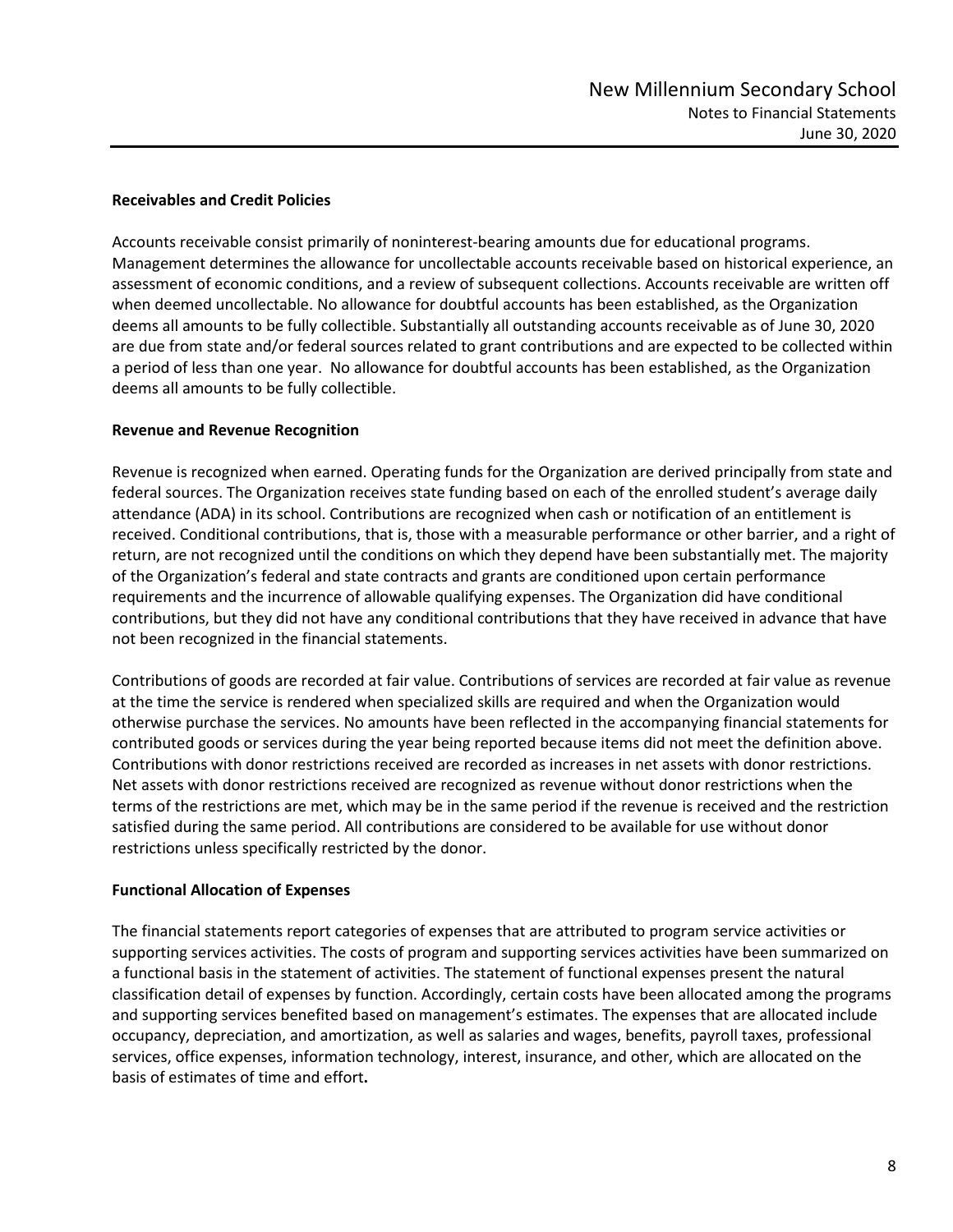**Receivables and Credit Policies**

Accounts receivable consist primarily of noninterest-bearing amounts due for educational programs. Management determines the allowance for uncollectable accounts receivable based on historical experience, an assessment of economic conditions, and a review of subsequent collections. Accounts receivable are written off when deemed uncollectable. No allowance for doubtful accounts has been established, as the Organization deems all amounts to be fully collectible. Substantially all outstanding accounts receivable as of June 30, 2020 are due from state and/or federal sources related to grant contributions and are expected to be collected within a period of less than one year. No allowance for doubtful accounts has been established, as the Organization deems all amounts to be fully collectible.

**Revenue and Revenue Recognition**

Revenue is recognized when earned. Operating funds for the Organization are derived principally from state and federal sources. The Organization receives state funding based on each of the enrolled student's average daily attendance (ADA) in its school. Contributions are recognized when cash or notification of an entitlement is received. Conditional contributions, that is, those with a measurable performance or other barrier, and a right of return, are not recognized until the conditions on which they depend have been substantially met. The majority of the Organization's federal and state contracts and grants are conditioned upon certain performance requirements and the incurrence of allowable qualifying expenses. The Organization did have conditional contributions, but they did not have any conditional contributions that they have received in advance that have not been recognized in the financial statements.

Contributions of goods are recorded at fair value. Contributions of services are recorded at fair value as revenue at the time the service is rendered when specialized skills are required and when the Organization would otherwise purchase the services. No amounts have been reflected in the accompanying financial statements for contributed goods or services during the year being reported because items did not meet the definition above. Contributions with donor restrictions received are recorded as increases in net assets with donor restrictions. Net assets with donor restrictions received are recognized as revenue without donor restrictions when the terms of the restrictions are met, which may be in the same period if the revenue is received and the restriction satisfied during the same period. All contributions are considered to be available for use without donor restrictions unless specifically restricted by the donor.

**Functional Allocation of Expenses**

The financial statements report categories of expenses that are attributed to program service activities or supporting services activities. The costs of program and supporting services activities have been summarized on a functional basis in the statement of activities. The statement of functional expenses present the natural classification detail of expenses by function. Accordingly, certain costs have been allocated among the programs and supporting services benefited based on management's estimates. The expenses that are allocated include occupancy, depreciation, and amortization, as well as salaries and wages, benefits, payroll taxes, professional services, office expenses, information technology, interest, insurance, and other, which are allocated on the basis of estimates of time and effort.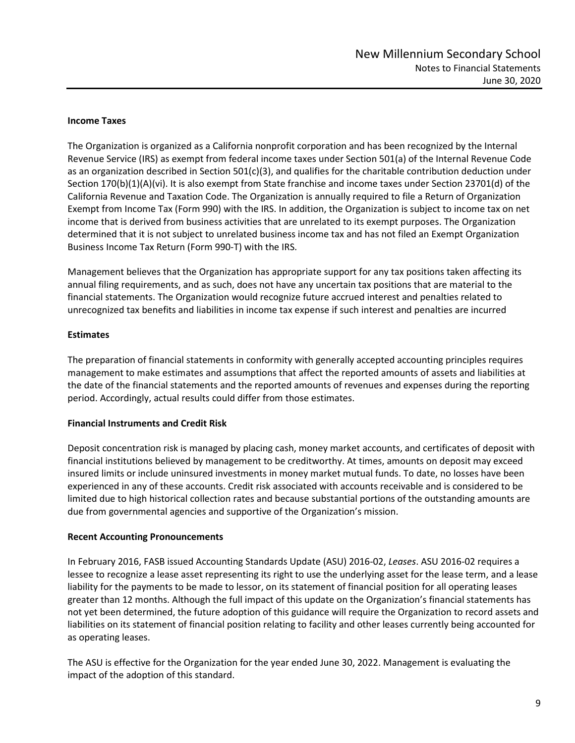### Income Taxes

The Organization is organized as a California nonprofit corporation and has been recognized by the Internal Revenue Service (IRS) as exempt from federal income taxes under Section 501(a) of the Internal Revenue Code as an organization described in Section 501(c)(3), and qualifies for the charitable contribution deduction under Section 170(b)(1)(A)(vi). It is also exempt from State franchise and income taxes under Section 23701(d) of the California Revenue and Taxation Code. The Organization is annually required to file a Return of Organization Exempt from Income Tax (Form 990) with the IRS. In addition, the Organization is subject to income tax on net income that is derived from business activities that are unrelated to its exempt purposes. The Organization determined that it is not subject to unrelated business income tax and has not filed an Exempt Organization Business Income Tax Return (Form 990-T) with the IRS.

Management believes that the Organization has appropriate support for any tax positions taken affecting its annual filing requirements, and as such, does not have any uncertain tax positions that are material to the financial statements. The Organization would recognize future accrued interest and penalties related to unrecognized tax benefits and liabilities in income tax expense if such interest and penalties are incurred

### Estimates

The preparation of financial statements in conformity with generally accepted accounting principles requires management to make estimates and assumptions that affect the reported amounts of assets and liabilities at the date of the financial statements and the reported amounts of revenues and expenses during the reporting period. Accordingly, actual results could differ from those estimates.

### Financial Instruments and Credit Risk

Deposit concentration risk is managed by placing cash, money market accounts, and certificates of deposit with financial institutions believed by management to be creditworthy. At times, amounts on deposit may exceed insured limits or include uninsured investments in money market mutual funds. To date, no losses have been experienced in any of these accounts. Credit risk associated with accounts receivable and is considered to be limited due to high historical collection rates and because substantial portions of the outstanding amounts are due from governmental agencies and supportive of the Organization's mission.

### Recent Accounting Pronouncements

In February 2016, FASB issued Accounting Standards Update (ASU) 2016-02, *Leases*. ASU 2016-02 requires a lessee to recognize a lease asset representing its right to use the underlying asset for the lease term, and a lease liability for the payments to be made to lessor, on its statement of financial position for all operating leases greater than 12 months. Although the full impact of this update on the Organization's financial statements has not yet been determined, the future adoption of this guidance will require the Organization to record assets and liabilities on its statement of financial position relating to facility and other leases currently being accounted for as operating leases.

The ASU is effective for the Organization for the year ended June 30, 2022. Management is evaluating the impact of the adoption of this standard.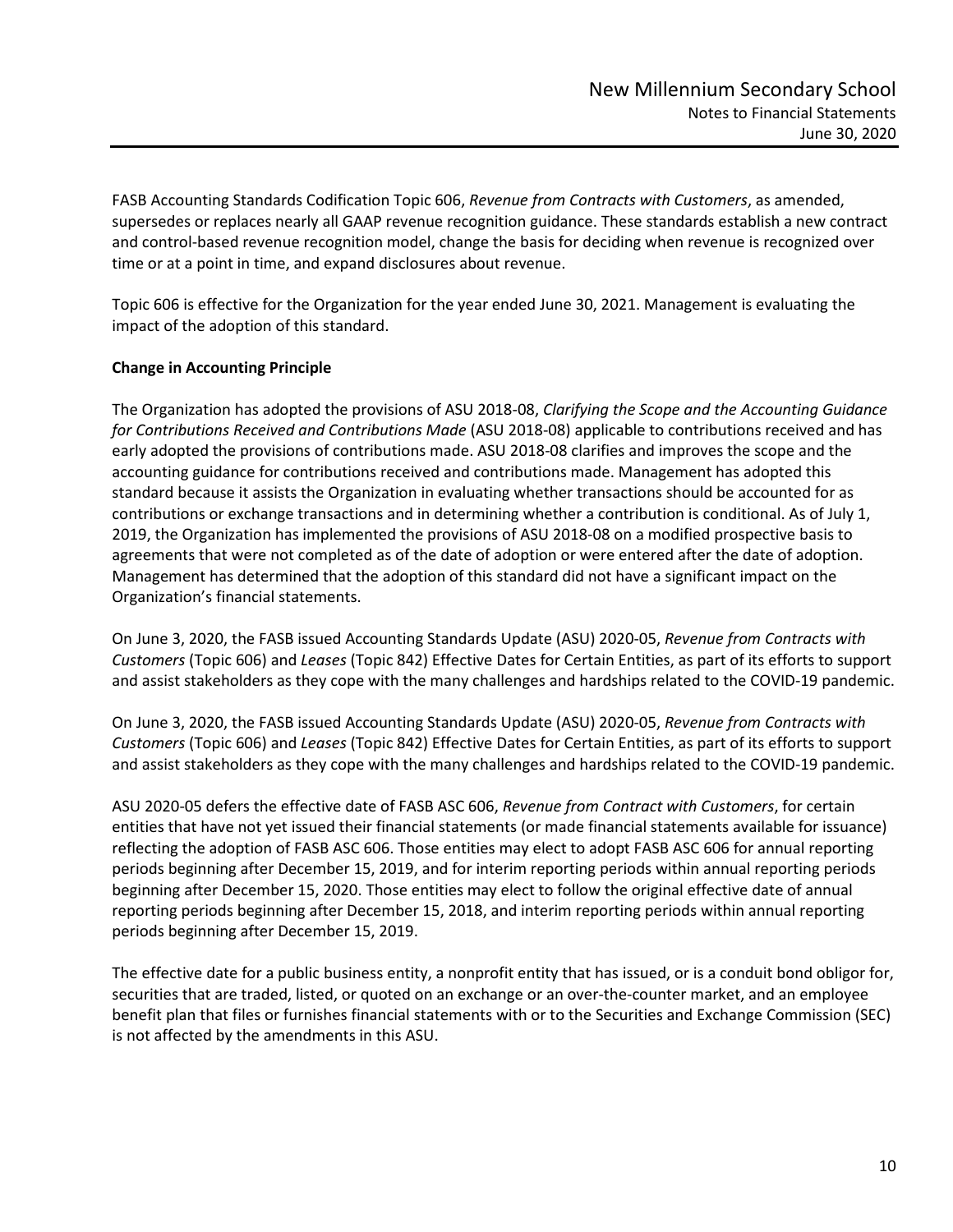FASB Accounting Standards Codification Topic 606, *Revenue from Contracts with Customers*, as amended, supersedes or replaces nearly all GAAP revenue recognition guidance. These standards establish a new contract and control-based revenue recognition model, change the basis for deciding when revenue is recognized over time or at a point in time, and expand disclosures about revenue.

Topic 606 is effective for the Organization for the year ended June 30, 2021. Management is evaluating the impact of the adoption of this standard.

**Change in Accounting Principle**

The Organization has adopted the provisions of ASU 2018-08, *Clarifying the Scope and the Accounting Guidance for Contributions Received and Contributions Made* (ASU 2018-08) applicable to contributions received and has early adopted the provisions of contributions made. ASU 2018-08 clarifies and improves the scope and the accounting guidance for contributions received and contributions made. Management has adopted this standard because it assists the Organization in evaluating whether transactions should be accounted for as contributions or exchange transactions and in determining whether a contribution is conditional. As of July 1, 2019, the Organization has implemented the provisions of ASU 2018-08 on a modified prospective basis to agreements that were not completed as of the date of adoption or were entered after the date of adoption. Management has determined that the adoption of this standard did not have a significant impact on the Organization's financial statements.

On June 3, 2020, the FASB issued Accounting Standards Update (ASU) 2020-05, *Revenue from Contracts with Customers* (Topic 606) and *Leases* (Topic 842) Effective Dates for Certain Entities, as part of its efforts to support and assist stakeholders as they cope with the many challenges and hardships related to the COVID-19 pandemic.

On June 3, 2020, the FASB issued Accounting Standards Update (ASU) 2020-05, *Revenue from Contracts with Customers* (Topic 606) and *Leases* (Topic 842) Effective Dates for Certain Entities, as part of its efforts to support and assist stakeholders as they cope with the many challenges and hardships related to the COVID-19 pandemic.

ASU 2020-05 defers the effective date of FASB ASC 606, *Revenue from Contract with Customers*, for certain entities that have not yet issued their financial statements (or made financial statements available for issuance) reflecting the adoption of FASB ASC 606. Those entities may elect to adopt FASB ASC 606 for annual reporting periods beginning after December 15, 2019, and for interim reporting periods within annual reporting periods beginning after December 15, 2020. Those entities may elect to follow the original effective date of annual reporting periods beginning after December 15, 2018, and interim reporting periods within annual reporting periods beginning after December 15, 2019.

The effective date for a public business entity, a nonprofit entity that has issued, or is a conduit bond obligor for, securities that are traded, listed, or quoted on an exchange or an over-the-counter market, and an employee benefit plan that files or furnishes financial statements with or to the Securities and Exchange Commission (SEC) is not affected by the amendments in this ASU.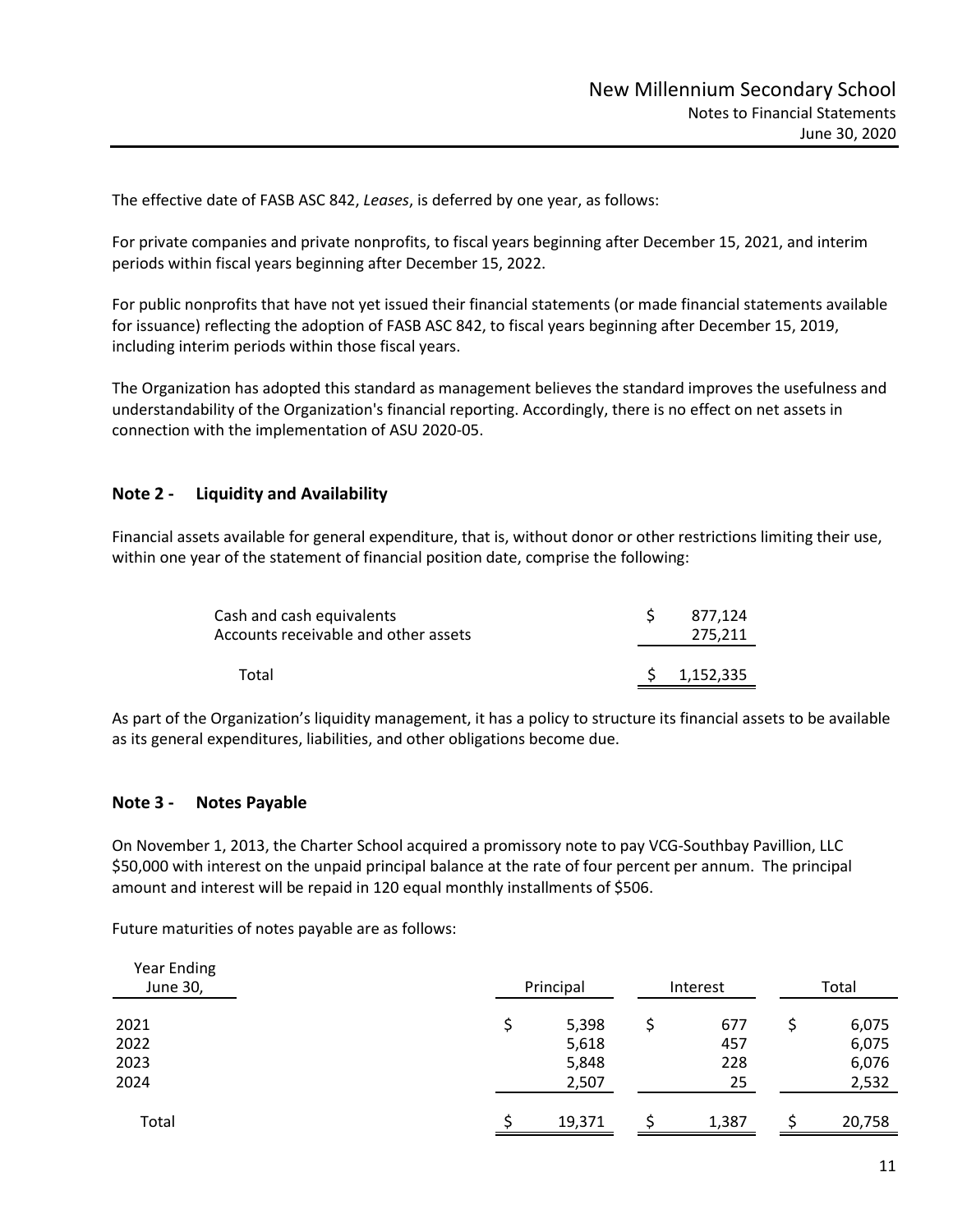The effective date of FASB ASC 842, *Leases*, is deferred by one year, as follows:

For private companies and private nonprofits, to fiscal years beginning after December 15, 2021, and interim periods within fiscal years beginning after December 15, 2022.

For public nonprofits that have not yet issued their financial statements (or made financial statements available for issuance) reflecting the adoption of FASB ASC 842, to fiscal years beginning after December 15, 2019, including interim periods within those fiscal years.

The Organization has adopted this standard as management believes the standard improves the usefulness and understandability of the Organization's financial reporting. Accordingly, there is no effect on net assets in connection with the implementation of ASU 2020-05.

## Note 2 - Liquidity and Availability

Financial assets available for general expenditure, that is, without donor or other restrictions limiting their use, within one year of the statement of financial position date, comprise the following:

| | |
|---|---|
| Cash and cash equivalents | $ 877,124 |
| Accounts receivable and other assets | 275,211 |
| Total | $ 1,152,335 |

As part of the Organization's liquidity management, it has a policy to structure its financial assets to be available as its general expenditures, liabilities, and other obligations become due.

## Note 3 - Notes Payable

On November 1, 2013, the Charter School acquired a promissory note to pay VCG-Southbay Pavillion, LLC $50,000 with interest on the unpaid principal balance at the rate of four percent per annum. The principal amount and interest will be repaid in 120 equal monthly installments of $506.

Future maturities of notes payable are as follows:

| Year Ending June 30, | Principal | Interest | Total |
|---|---|---|---|
| 2021 | $ 5,398 | $ 677 | $ 6,075 |
| 2022 | 5,618 | 457 | 6,075 |
| 2023 | 5,848 | 228 | 6,076 |
| 2024 | 2,507 | 25 | 2,532 |
| Total | $ 19,371 | $ 1,387 | $ 20,758 |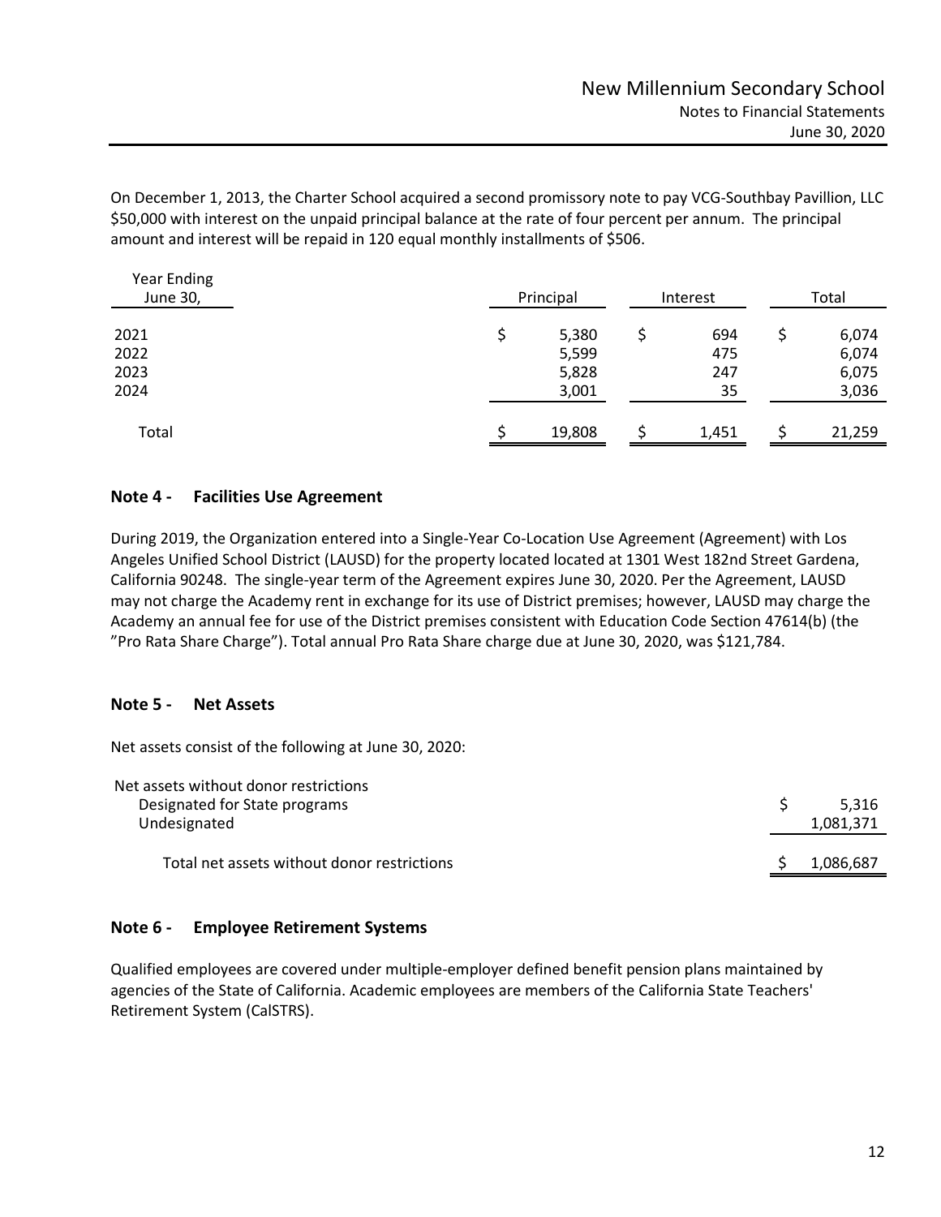On December 1, 2013, the Charter School acquired a second promissory note to pay VCG-Southbay Pavillion, LLC \$50,000 with interest on the unpaid principal balance at the rate of four percent per annum. The principal amount and interest will be repaid in 120 equal monthly installments of \$506.

| Year Ending June 30, | Principal | Interest | Total |
|---|---|---|---|
| 2021 | \$ 5,380 | \$ 694 | \$ 6,074 |
| 2022 | 5,599 | 475 | 6,074 |
| 2023 | 5,828 | 247 | 6,075 |
| 2024 | 3,001 | 35 | 3,036 |
| Total | \$ 19,808 | \$ 1,451 | \$ 21,259 |

## Note 4 - Facilities Use Agreement

During 2019, the Organization entered into a Single-Year Co-Location Use Agreement (Agreement) with Los Angeles Unified School District (LAUSD) for the property located located at 1301 West 182nd Street Gardena, California 90248. The single-year term of the Agreement expires June 30, 2020. Per the Agreement, LAUSD may not charge the Academy rent in exchange for its use of District premises; however, LAUSD may charge the Academy an annual fee for use of the District premises consistent with Education Code Section 47614(b) (the "Pro Rata Share Charge"). Total annual Pro Rata Share charge due at June 30, 2020, was \$121,784.

## Note 5 - Net Assets

Net assets consist of the following at June 30, 2020:

| | |
|---|---|
| Net assets without donor restrictions | |
| Designated for State programs | \$ 5,316 |
| Undesignated | 1,081,371 |
| Total net assets without donor restrictions | \$ 1,086,687 |

## Note 6 - Employee Retirement Systems

Qualified employees are covered under multiple-employer defined benefit pension plans maintained by agencies of the State of California. Academic employees are members of the California State Teachers' Retirement System (CalSTRS).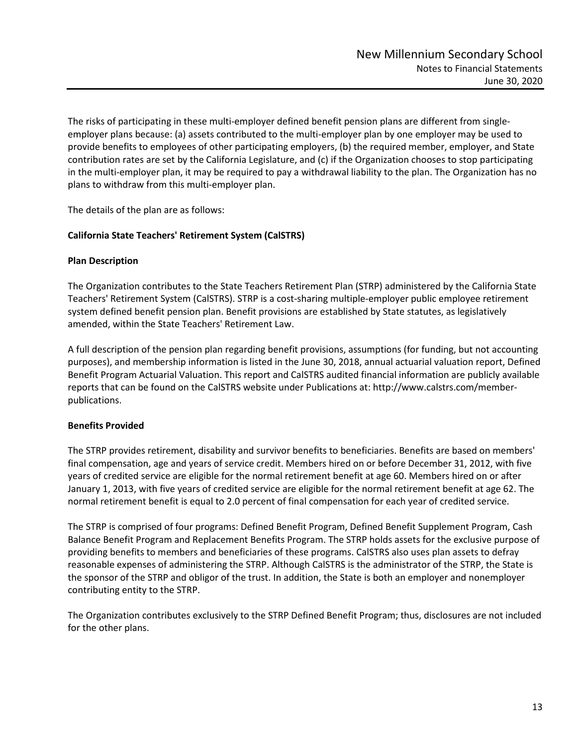The risks of participating in these multi-employer defined benefit pension plans are different from single-employer plans because: (a) assets contributed to the multi-employer plan by one employer may be used to provide benefits to employees of other participating employers, (b) the required member, employer, and State contribution rates are set by the California Legislature, and (c) if the Organization chooses to stop participating in the multi-employer plan, it may be required to pay a withdrawal liability to the plan. The Organization has no plans to withdraw from this multi-employer plan.

The details of the plan are as follows:

**California State Teachers' Retirement System (CalSTRS)**

**Plan Description**

The Organization contributes to the State Teachers Retirement Plan (STRP) administered by the California State Teachers' Retirement System (CalSTRS). STRP is a cost-sharing multiple-employer public employee retirement system defined benefit pension plan. Benefit provisions are established by State statutes, as legislatively amended, within the State Teachers' Retirement Law.

A full description of the pension plan regarding benefit provisions, assumptions (for funding, but not accounting purposes), and membership information is listed in the June 30, 2018, annual actuarial valuation report, Defined Benefit Program Actuarial Valuation. This report and CalSTRS audited financial information are publicly available reports that can be found on the CalSTRS website under Publications at: http://www.calstrs.com/member-publications.

**Benefits Provided**

The STRP provides retirement, disability and survivor benefits to beneficiaries. Benefits are based on members' final compensation, age and years of service credit. Members hired on or before December 31, 2012, with five years of credited service are eligible for the normal retirement benefit at age 60. Members hired on or after January 1, 2013, with five years of credited service are eligible for the normal retirement benefit at age 62. The normal retirement benefit is equal to 2.0 percent of final compensation for each year of credited service.

The STRP is comprised of four programs: Defined Benefit Program, Defined Benefit Supplement Program, Cash Balance Benefit Program and Replacement Benefits Program. The STRP holds assets for the exclusive purpose of providing benefits to members and beneficiaries of these programs. CalSTRS also uses plan assets to defray reasonable expenses of administering the STRP. Although CalSTRS is the administrator of the STRP, the State is the sponsor of the STRP and obligor of the trust. In addition, the State is both an employer and nonemployer contributing entity to the STRP.

The Organization contributes exclusively to the STRP Defined Benefit Program; thus, disclosures are not included for the other plans.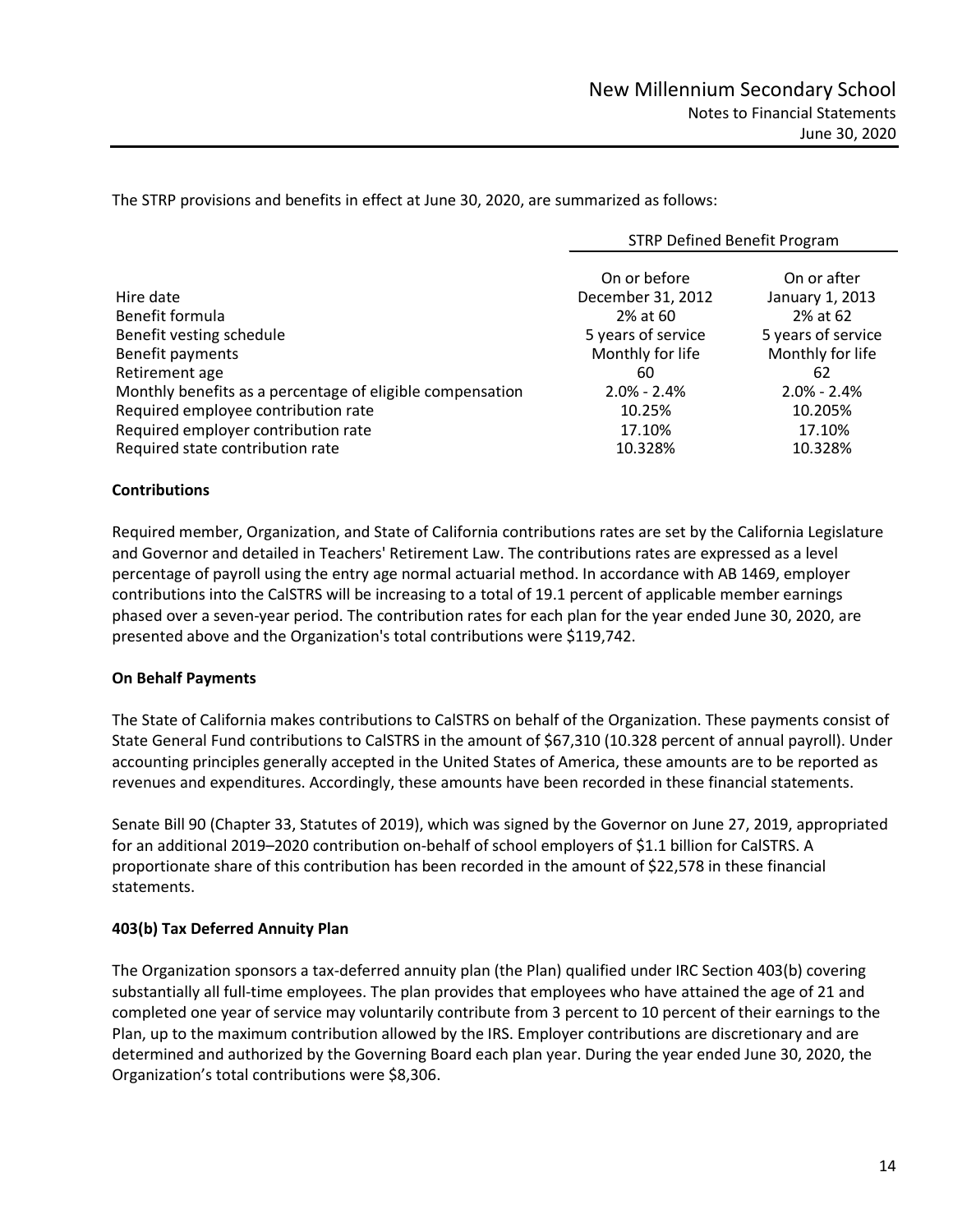The STRP provisions and benefits in effect at June 30, 2020, are summarized as follows:

| | STRP Defined Benefit Program | |
|---|---|---|
| Hire date | On or before December 31, 2012 | On or after January 1, 2013 |
| Benefit formula | 2% at 60 | 2% at 62 |
| Benefit vesting schedule | 5 years of service | 5 years of service |
| Benefit payments | Monthly for life | Monthly for life |
| Retirement age | 60 | 62 |
| Monthly benefits as a percentage of eligible compensation | 2.0% - 2.4% | 2.0% - 2.4% |
| Required employee contribution rate | 10.25% | 10.205% |
| Required employer contribution rate | 17.10% | 17.10% |
| Required state contribution rate | 10.328% | 10.328% |

**Contributions**

Required member, Organization, and State of California contributions rates are set by the California Legislature and Governor and detailed in Teachers' Retirement Law. The contributions rates are expressed as a level percentage of payroll using the entry age normal actuarial method. In accordance with AB 1469, employer contributions into the CalSTRS will be increasing to a total of 19.1 percent of applicable member earnings phased over a seven-year period. The contribution rates for each plan for the year ended June 30, 2020, are presented above and the Organization's total contributions were $119,742.

**On Behalf Payments**

The State of California makes contributions to CalSTRS on behalf of the Organization. These payments consist of State General Fund contributions to CalSTRS in the amount of $67,310 (10.328 percent of annual payroll). Under accounting principles generally accepted in the United States of America, these amounts are to be reported as revenues and expenditures. Accordingly, these amounts have been recorded in these financial statements.

Senate Bill 90 (Chapter 33, Statutes of 2019), which was signed by the Governor on June 27, 2019, appropriated for an additional 2019–2020 contribution on-behalf of school employers of $1.1 billion for CalSTRS. A proportionate share of this contribution has been recorded in the amount of $22,578 in these financial statements.

**403(b) Tax Deferred Annuity Plan**

The Organization sponsors a tax-deferred annuity plan (the Plan) qualified under IRC Section 403(b) covering substantially all full-time employees. The plan provides that employees who have attained the age of 21 and completed one year of service may voluntarily contribute from 3 percent to 10 percent of their earnings to the Plan, up to the maximum contribution allowed by the IRS. Employer contributions are discretionary and are determined and authorized by the Governing Board each plan year. During the year ended June 30, 2020, the Organization's total contributions were $8,306.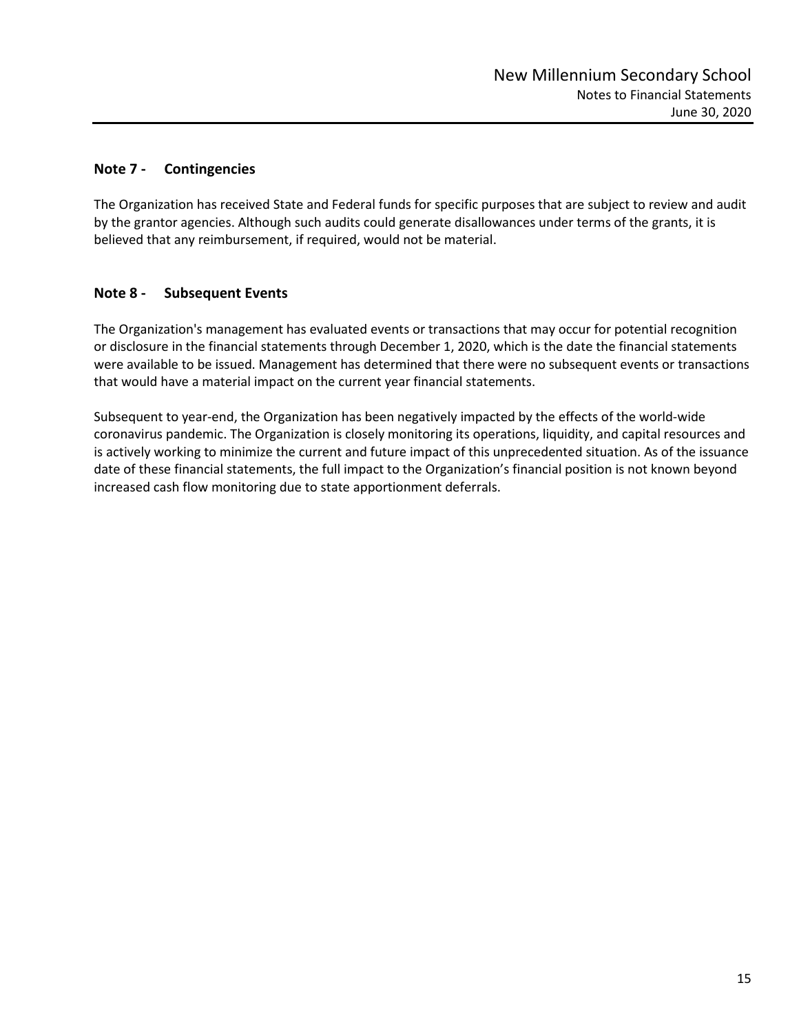## Note 7 - Contingencies

The Organization has received State and Federal funds for specific purposes that are subject to review and audit by the grantor agencies. Although such audits could generate disallowances under terms of the grants, it is believed that any reimbursement, if required, would not be material.

## Note 8 - Subsequent Events

The Organization's management has evaluated events or transactions that may occur for potential recognition or disclosure in the financial statements through December 1, 2020, which is the date the financial statements were available to be issued. Management has determined that there were no subsequent events or transactions that would have a material impact on the current year financial statements.

Subsequent to year-end, the Organization has been negatively impacted by the effects of the world-wide coronavirus pandemic. The Organization is closely monitoring its operations, liquidity, and capital resources and is actively working to minimize the current and future impact of this unprecedented situation. As of the issuance date of these financial statements, the full impact to the Organization's financial position is not known beyond increased cash flow monitoring due to state apportionment deferrals.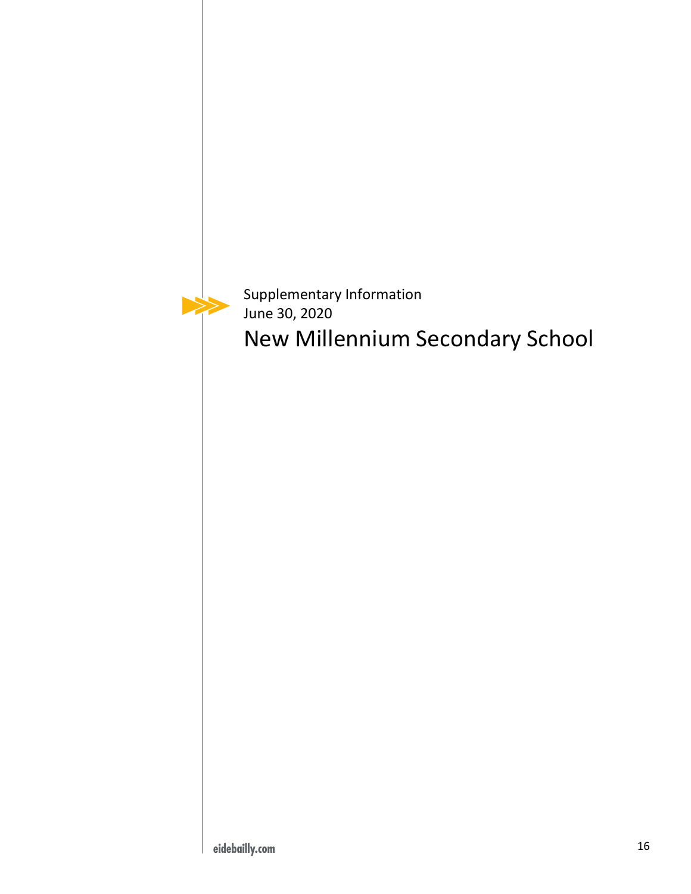Supplementary Information
June 30, 2020

# New Millennium Secondary School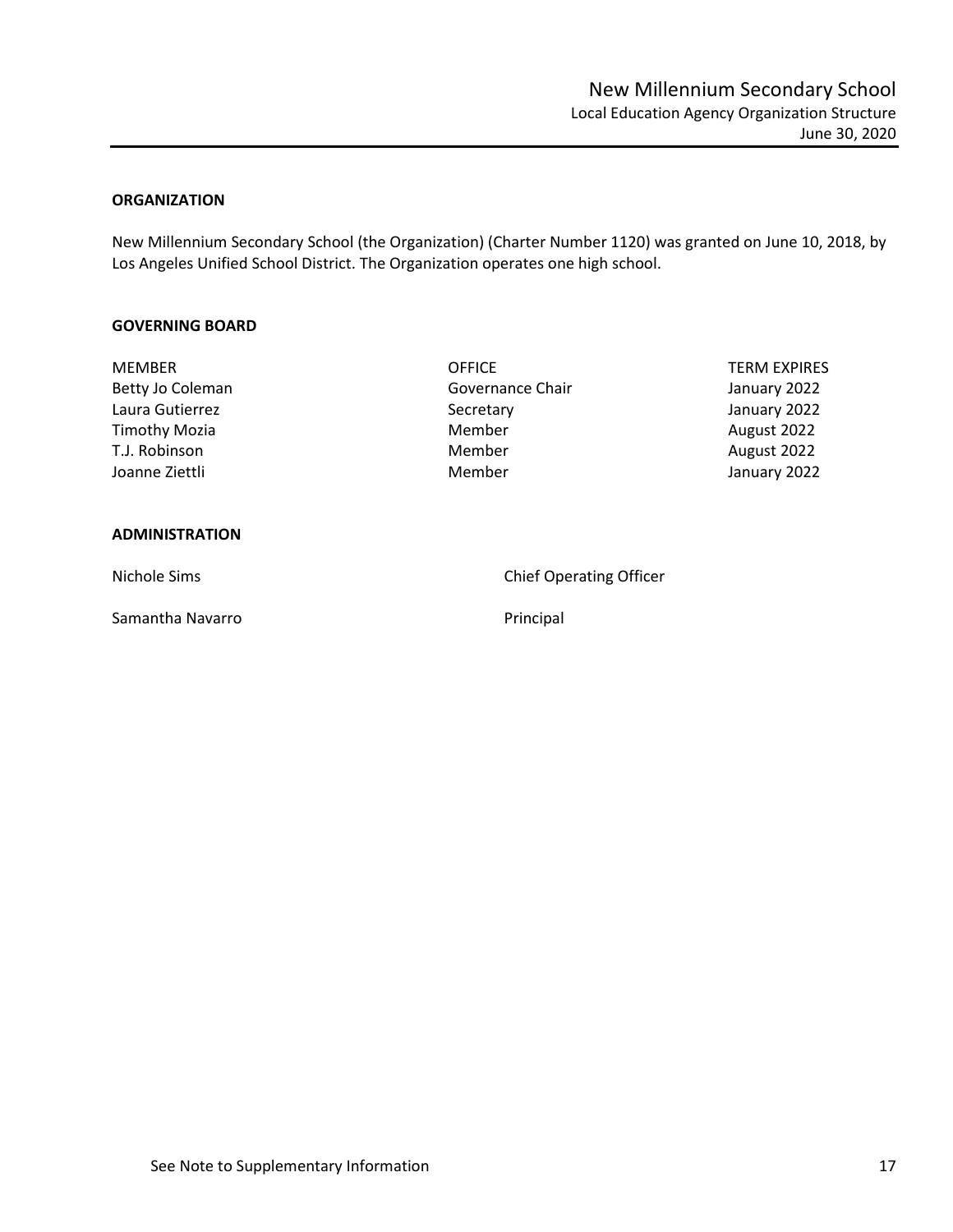# New Millennium Secondary School

Local Education Agency Organization Structure

June 30, 2020

**ORGANIZATION**

New Millennium Secondary School (the Organization) (Charter Number 1120) was granted on June 10, 2018, by Los Angeles Unified School District. The Organization operates one high school.

**GOVERNING BOARD**

| MEMBER | OFFICE | TERM EXPIRES |
|---|---|---|
| Betty Jo Coleman | Governance Chair | January 2022 |
| Laura Gutierrez | Secretary | January 2022 |
| Timothy Mozia | Member | August 2022 |
| T.J. Robinson | Member | August 2022 |
| Joanne Ziettli | Member | January 2022 |

**ADMINISTRATION**

| | |
|---|---|
| Nichole Sims | Chief Operating Officer |
| Samantha Navarro | Principal |

See Note to Supplementary Information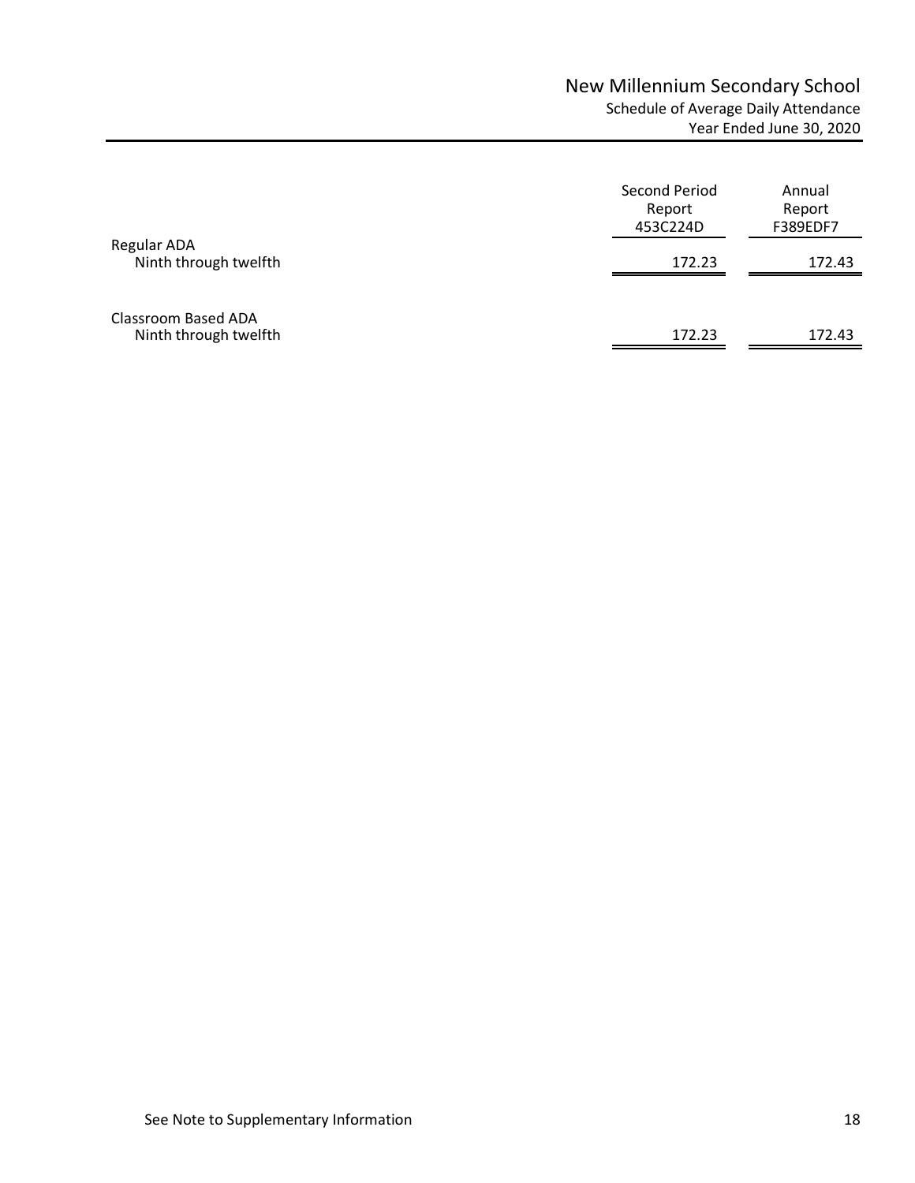# New Millennium Secondary School

Schedule of Average Daily Attendance

Year Ended June 30, 2020

| | Second Period Report 453C224D | Annual Report F389EDF7 |
|---|---|---|
| Regular ADA | | |
| Ninth through twelfth | 172.23 | 172.43 |
| Classroom Based ADA | | |
| Ninth through twelfth | 172.23 | 172.43 |

See Note to Supplementary Information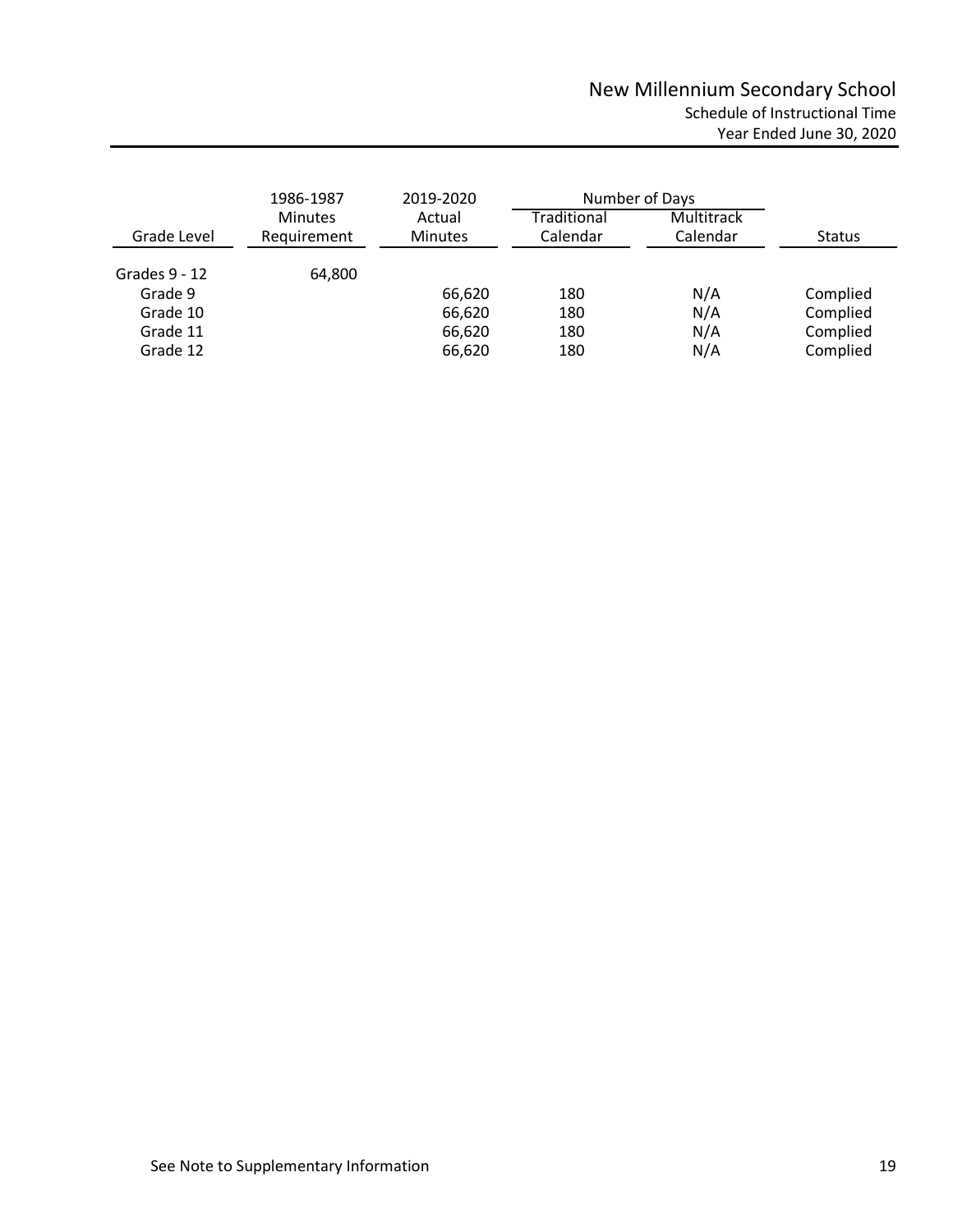# New Millennium Secondary School

Schedule of Instructional Time

Year Ended June 30, 2020

| Grade Level | 1986-1987 Minutes Requirement | 2019-2020 Actual Minutes | Number of Days Traditional Calendar | Number of Days Multitrack Calendar | Status |
|---|---|---|---|---|---|
| Grades 9 - 12 | 64,800 | | | | |
| Grade 9 | | 66,620 | 180 | N/A | Complied |
| Grade 10 | | 66,620 | 180 | N/A | Complied |
| Grade 11 | | 66,620 | 180 | N/A | Complied |
| Grade 12 | | 66,620 | 180 | N/A | Complied |

See Note to Supplementary Information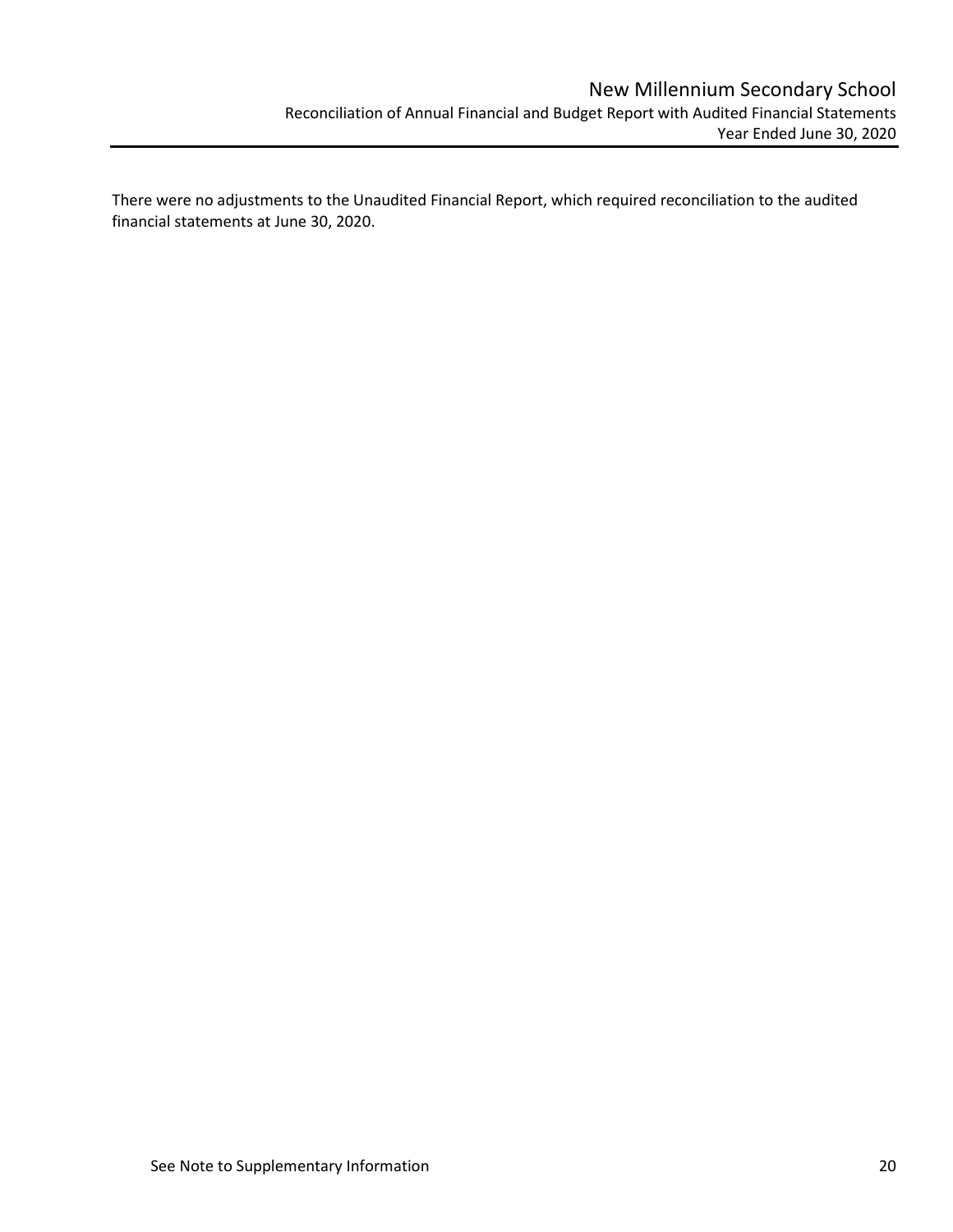# New Millennium Secondary School

## Reconciliation of Annual Financial and Budget Report with Audited Financial Statements

### Year Ended June 30, 2020

There were no adjustments to the Unaudited Financial Report, which required reconciliation to the audited financial statements at June 30, 2020.

See Note to Supplementary Information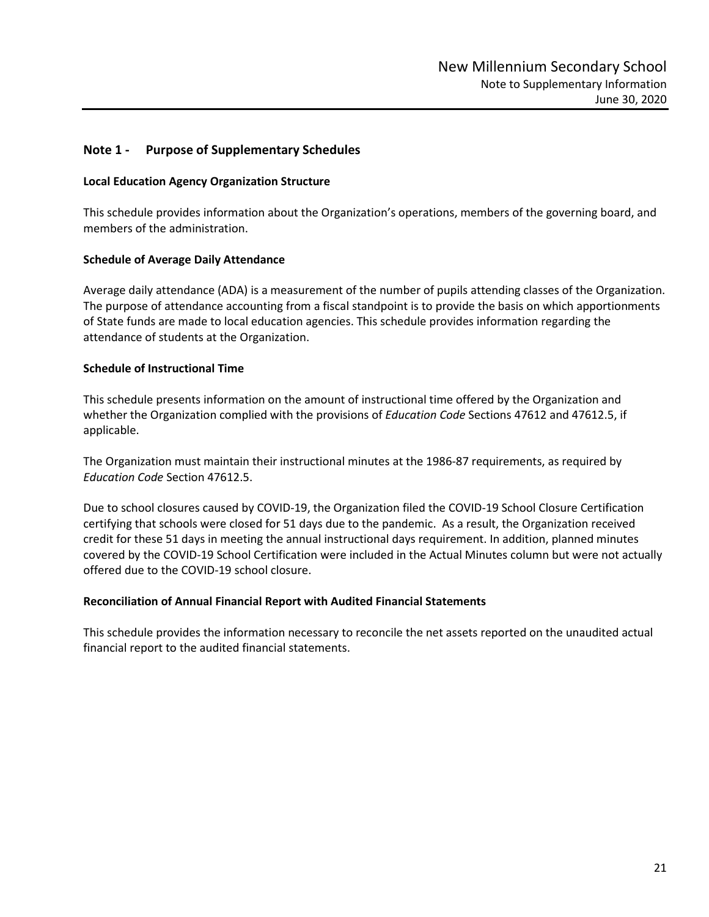## Note 1 - Purpose of Supplementary Schedules

### Local Education Agency Organization Structure

This schedule provides information about the Organization's operations, members of the governing board, and members of the administration.

### Schedule of Average Daily Attendance

Average daily attendance (ADA) is a measurement of the number of pupils attending classes of the Organization. The purpose of attendance accounting from a fiscal standpoint is to provide the basis on which apportionments of State funds are made to local education agencies. This schedule provides information regarding the attendance of students at the Organization.

### Schedule of Instructional Time

This schedule presents information on the amount of instructional time offered by the Organization and whether the Organization complied with the provisions of *Education Code* Sections 47612 and 47612.5, if applicable.

The Organization must maintain their instructional minutes at the 1986-87 requirements, as required by *Education Code* Section 47612.5.

Due to school closures caused by COVID-19, the Organization filed the COVID-19 School Closure Certification certifying that schools were closed for 51 days due to the pandemic. As a result, the Organization received credit for these 51 days in meeting the annual instructional days requirement. In addition, planned minutes covered by the COVID-19 School Certification were included in the Actual Minutes column but were not actually offered due to the COVID-19 school closure.

### Reconciliation of Annual Financial Report with Audited Financial Statements

This schedule provides the information necessary to reconcile the net assets reported on the unaudited actual financial report to the audited financial statements.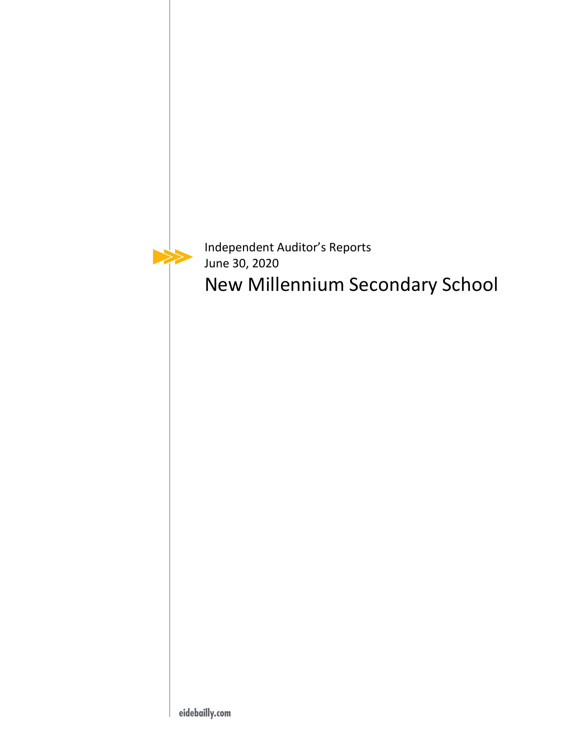Independent Auditor's Reports
June 30, 2020

# New Millennium Secondary School

eidebailly.com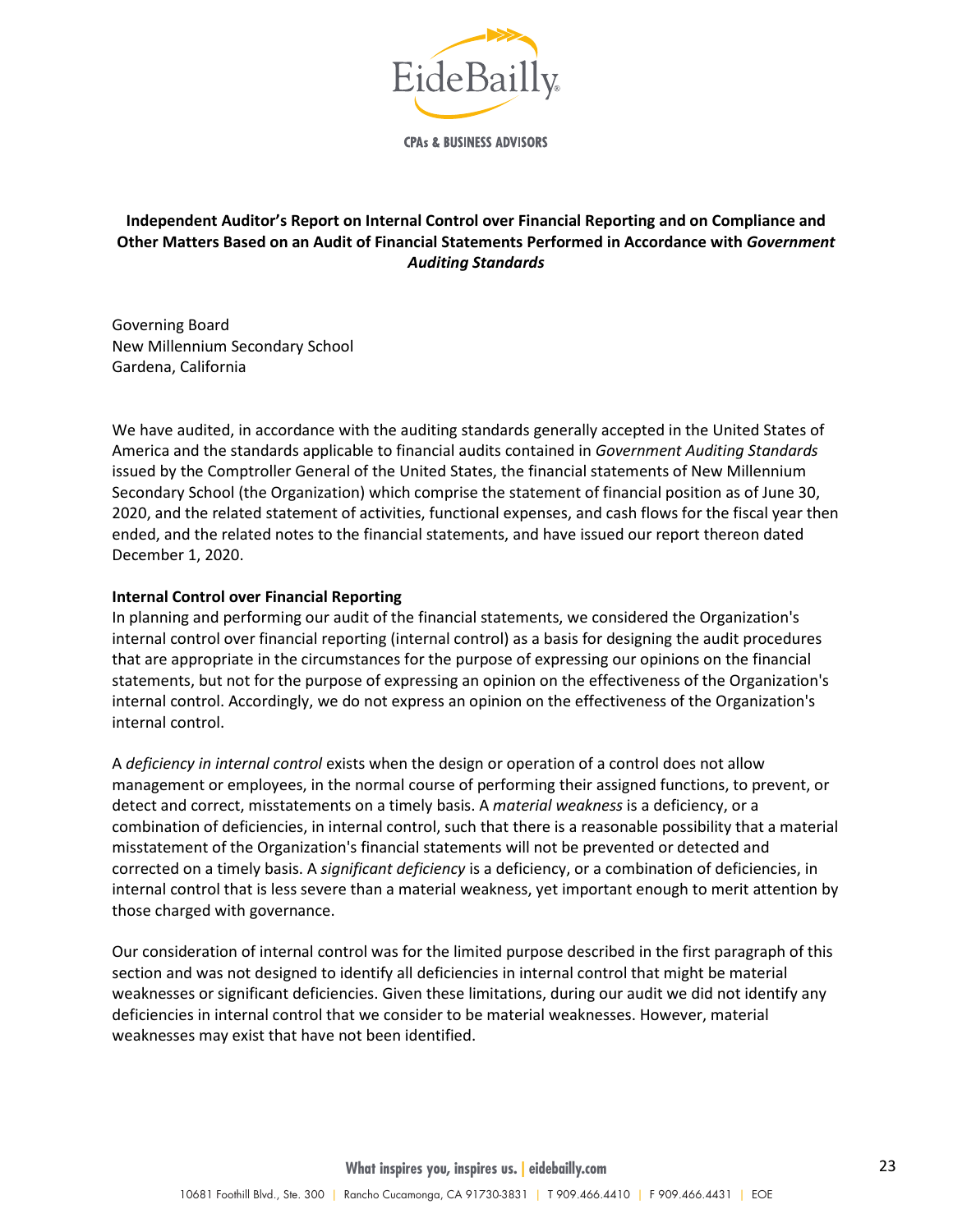EideBailly

CPAs & BUSINESS ADVISORS

## Independent Auditor's Report on Internal Control over Financial Reporting and on Compliance and Other Matters Based on an Audit of Financial Statements Performed in Accordance with *Government Auditing Standards*

Governing Board
New Millennium Secondary School
Gardena, California

We have audited, in accordance with the auditing standards generally accepted in the United States of America and the standards applicable to financial audits contained in *Government Auditing Standards* issued by the Comptroller General of the United States, the financial statements of New Millennium Secondary School (the Organization) which comprise the statement of financial position as of June 30, 2020, and the related statement of activities, functional expenses, and cash flows for the fiscal year then ended, and the related notes to the financial statements, and have issued our report thereon dated December 1, 2020.

**Internal Control over Financial Reporting**

In planning and performing our audit of the financial statements, we considered the Organization's internal control over financial reporting (internal control) as a basis for designing the audit procedures that are appropriate in the circumstances for the purpose of expressing our opinions on the financial statements, but not for the purpose of expressing an opinion on the effectiveness of the Organization's internal control. Accordingly, we do not express an opinion on the effectiveness of the Organization's internal control.

A *deficiency in internal control* exists when the design or operation of a control does not allow management or employees, in the normal course of performing their assigned functions, to prevent, or detect and correct, misstatements on a timely basis. A *material weakness* is a deficiency, or a combination of deficiencies, in internal control, such that there is a reasonable possibility that a material misstatement of the Organization's financial statements will not be prevented or detected and corrected on a timely basis. A *significant deficiency* is a deficiency, or a combination of deficiencies, in internal control that is less severe than a material weakness, yet important enough to merit attention by those charged with governance.

Our consideration of internal control was for the limited purpose described in the first paragraph of this section and was not designed to identify all deficiencies in internal control that might be material weaknesses or significant deficiencies. Given these limitations, during our audit we did not identify any deficiencies in internal control that we consider to be material weaknesses. However, material weaknesses may exist that have not been identified.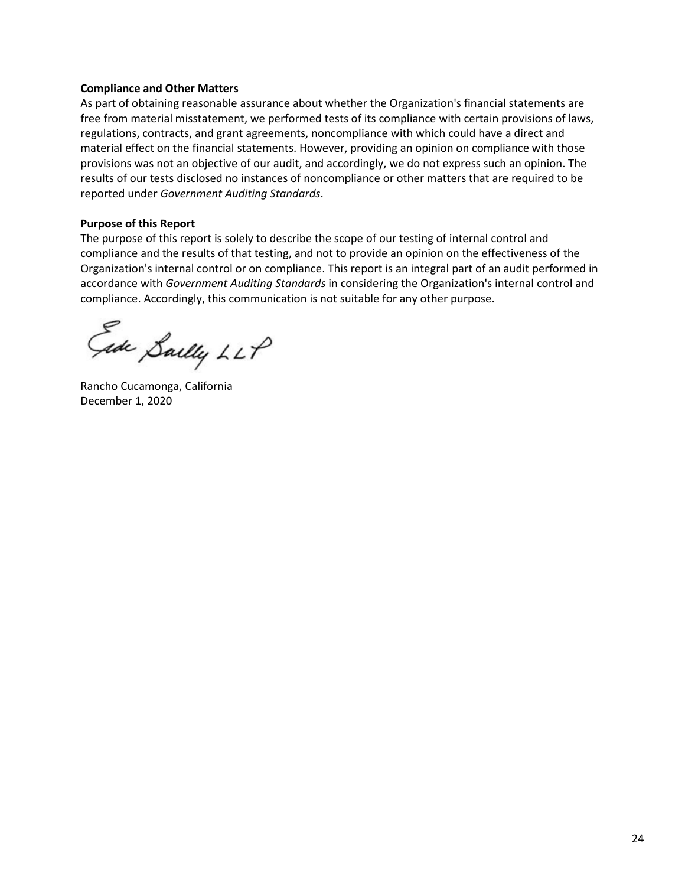**Compliance and Other Matters**

As part of obtaining reasonable assurance about whether the Organization's financial statements are free from material misstatement, we performed tests of its compliance with certain provisions of laws, regulations, contracts, and grant agreements, noncompliance with which could have a direct and material effect on the financial statements. However, providing an opinion on compliance with those provisions was not an objective of our audit, and accordingly, we do not express such an opinion. The results of our tests disclosed no instances of noncompliance or other matters that are required to be reported under *Government Auditing Standards*.

**Purpose of this Report**

The purpose of this report is solely to describe the scope of our testing of internal control and compliance and the results of that testing, and not to provide an opinion on the effectiveness of the Organization's internal control or on compliance. This report is an integral part of an audit performed in accordance with *Government Auditing Standards* in considering the Organization's internal control and compliance. Accordingly, this communication is not suitable for any other purpose.

Eide Bailly LLP

Rancho Cucamonga, California
December 1, 2020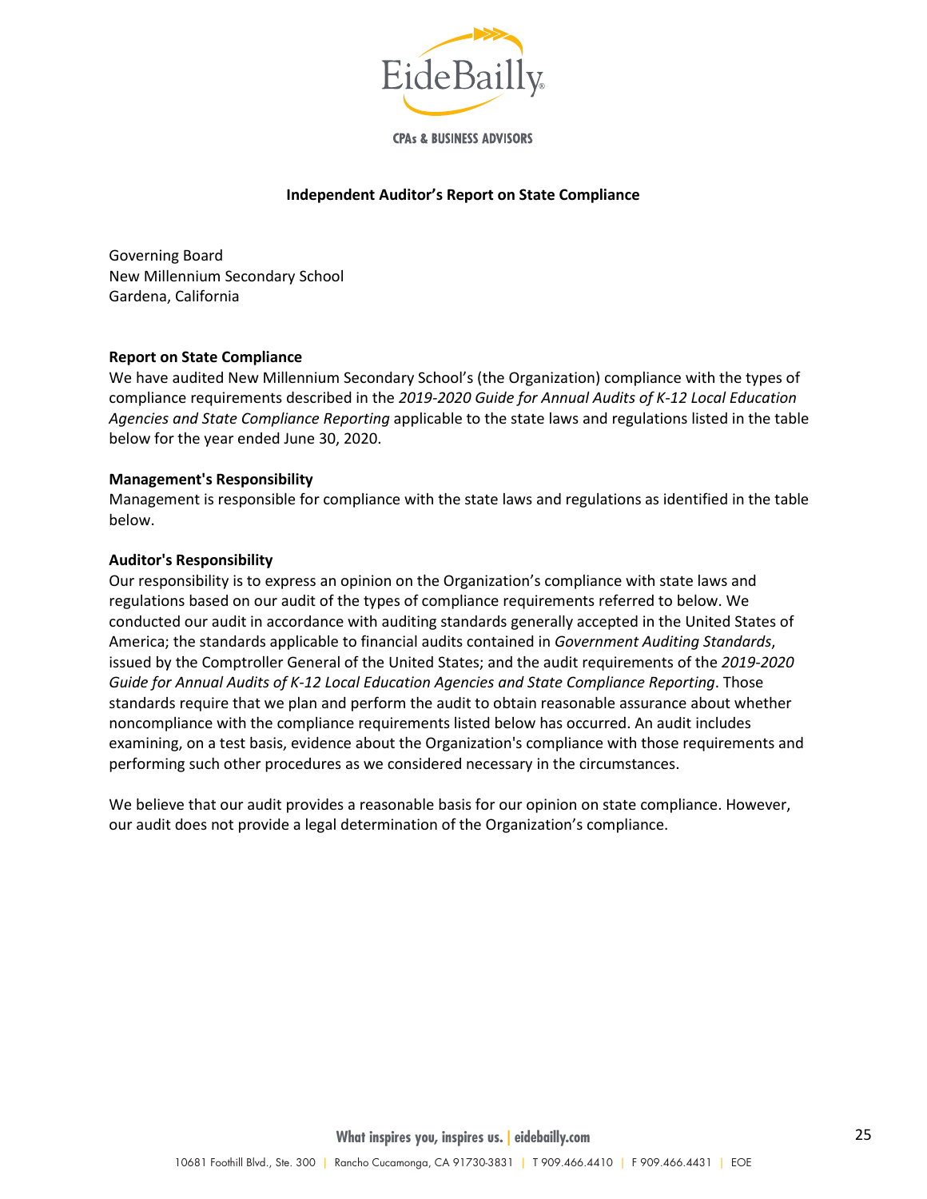# Independent Auditor's Report on State Compliance

Governing Board
New Millennium Secondary School
Gardena, California

### Report on State Compliance

We have audited New Millennium Secondary School's (the Organization) compliance with the types of compliance requirements described in the *2019-2020 Guide for Annual Audits of K-12 Local Education Agencies and State Compliance Reporting* applicable to the state laws and regulations listed in the table below for the year ended June 30, 2020.

### Management's Responsibility

Management is responsible for compliance with the state laws and regulations as identified in the table below.

### Auditor's Responsibility

Our responsibility is to express an opinion on the Organization's compliance with state laws and regulations based on our audit of the types of compliance requirements referred to below. We conducted our audit in accordance with auditing standards generally accepted in the United States of America; the standards applicable to financial audits contained in *Government Auditing Standards*, issued by the Comptroller General of the United States; and the audit requirements of the *2019-2020 Guide for Annual Audits of K-12 Local Education Agencies and State Compliance Reporting*. Those standards require that we plan and perform the audit to obtain reasonable assurance about whether noncompliance with the compliance requirements listed below has occurred. An audit includes examining, on a test basis, evidence about the Organization's compliance with those requirements and performing such other procedures as we considered necessary in the circumstances.

We believe that our audit provides a reasonable basis for our opinion on state compliance. However, our audit does not provide a legal determination of the Organization's compliance.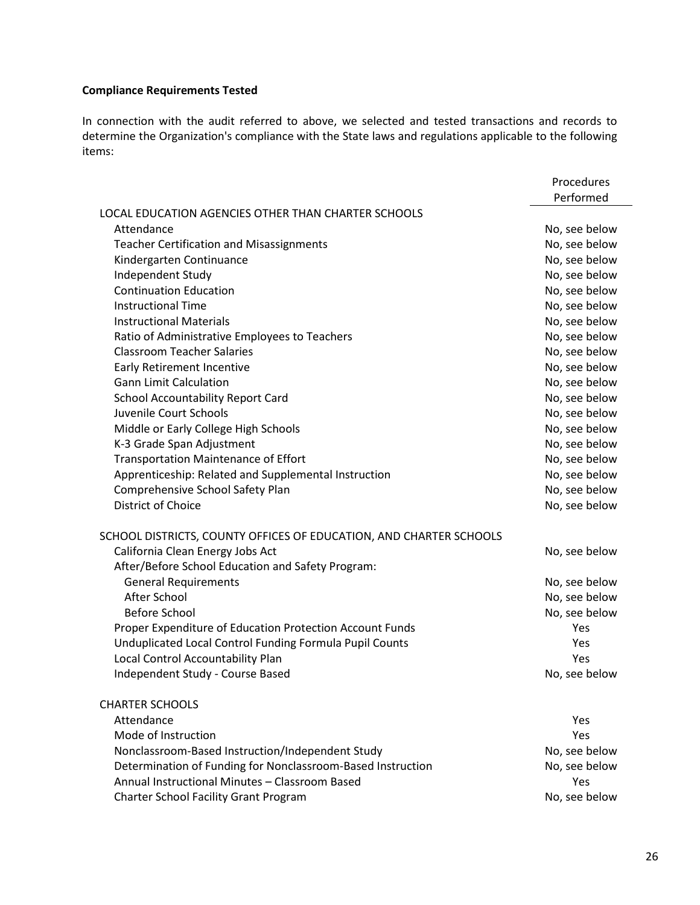**Compliance Requirements Tested**

In connection with the audit referred to above, we selected and tested transactions and records to determine the Organization's compliance with the State laws and regulations applicable to the following items:

| | Procedures Performed |
|---|---|
| LOCAL EDUCATION AGENCIES OTHER THAN CHARTER SCHOOLS | |
| Attendance | No, see below |
| Teacher Certification and Misassignments | No, see below |
| Kindergarten Continuance | No, see below |
| Independent Study | No, see below |
| Continuation Education | No, see below |
| Instructional Time | No, see below |
| Instructional Materials | No, see below |
| Ratio of Administrative Employees to Teachers | No, see below |
| Classroom Teacher Salaries | No, see below |
| Early Retirement Incentive | No, see below |
| Gann Limit Calculation | No, see below |
| School Accountability Report Card | No, see below |
| Juvenile Court Schools | No, see below |
| Middle or Early College High Schools | No, see below |
| K-3 Grade Span Adjustment | No, see below |
| Transportation Maintenance of Effort | No, see below |
| Apprenticeship: Related and Supplemental Instruction | No, see below |
| Comprehensive School Safety Plan | No, see below |
| District of Choice | No, see below |
| | |
| SCHOOL DISTRICTS, COUNTY OFFICES OF EDUCATION, AND CHARTER SCHOOLS | |
| California Clean Energy Jobs Act | No, see below |
| After/Before School Education and Safety Program: | |
| General Requirements | No, see below |
| After School | No, see below |
| Before School | No, see below |
| Proper Expenditure of Education Protection Account Funds | Yes |
| Unduplicated Local Control Funding Formula Pupil Counts | Yes |
| Local Control Accountability Plan | Yes |
| Independent Study - Course Based | No, see below |
| | |
| CHARTER SCHOOLS | |
| Attendance | Yes |
| Mode of Instruction | Yes |
| Nonclassroom-Based Instruction/Independent Study | No, see below |
| Determination of Funding for Nonclassroom-Based Instruction | No, see below |
| Annual Instructional Minutes – Classroom Based | Yes |
| Charter School Facility Grant Program | No, see below |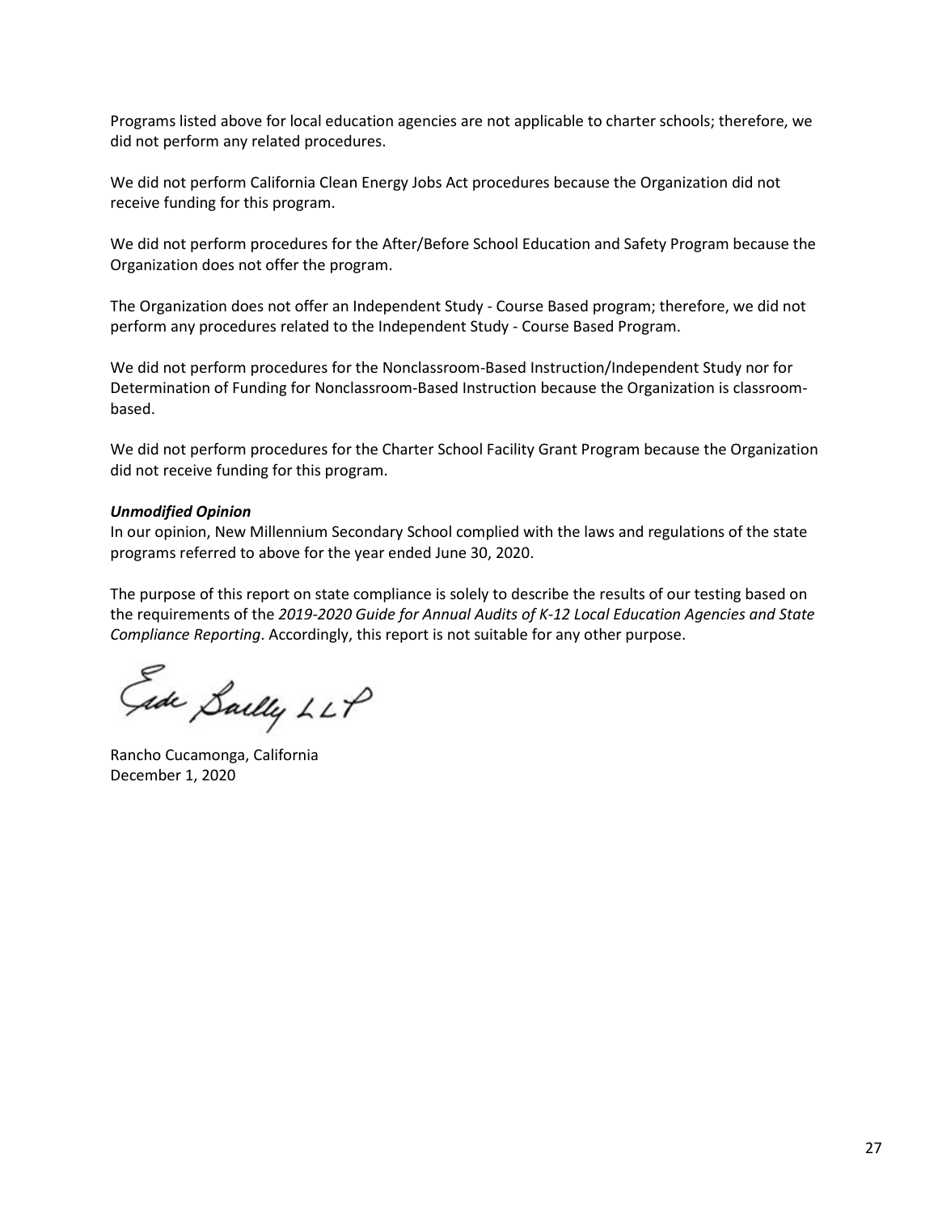Programs listed above for local education agencies are not applicable to charter schools; therefore, we did not perform any related procedures.

We did not perform California Clean Energy Jobs Act procedures because the Organization did not receive funding for this program.

We did not perform procedures for the After/Before School Education and Safety Program because the Organization does not offer the program.

The Organization does not offer an Independent Study - Course Based program; therefore, we did not perform any procedures related to the Independent Study - Course Based Program.

We did not perform procedures for the Nonclassroom-Based Instruction/Independent Study nor for Determination of Funding for Nonclassroom-Based Instruction because the Organization is classroom-based.

We did not perform procedures for the Charter School Facility Grant Program because the Organization did not receive funding for this program.

***Unmodified Opinion***

In our opinion, New Millennium Secondary School complied with the laws and regulations of the state programs referred to above for the year ended June 30, 2020.

The purpose of this report on state compliance is solely to describe the results of our testing based on the requirements of the *2019-2020 Guide for Annual Audits of K-12 Local Education Agencies and State Compliance Reporting*. Accordingly, this report is not suitable for any other purpose.

Eide Bailly LLP

Rancho Cucamonga, California
December 1, 2020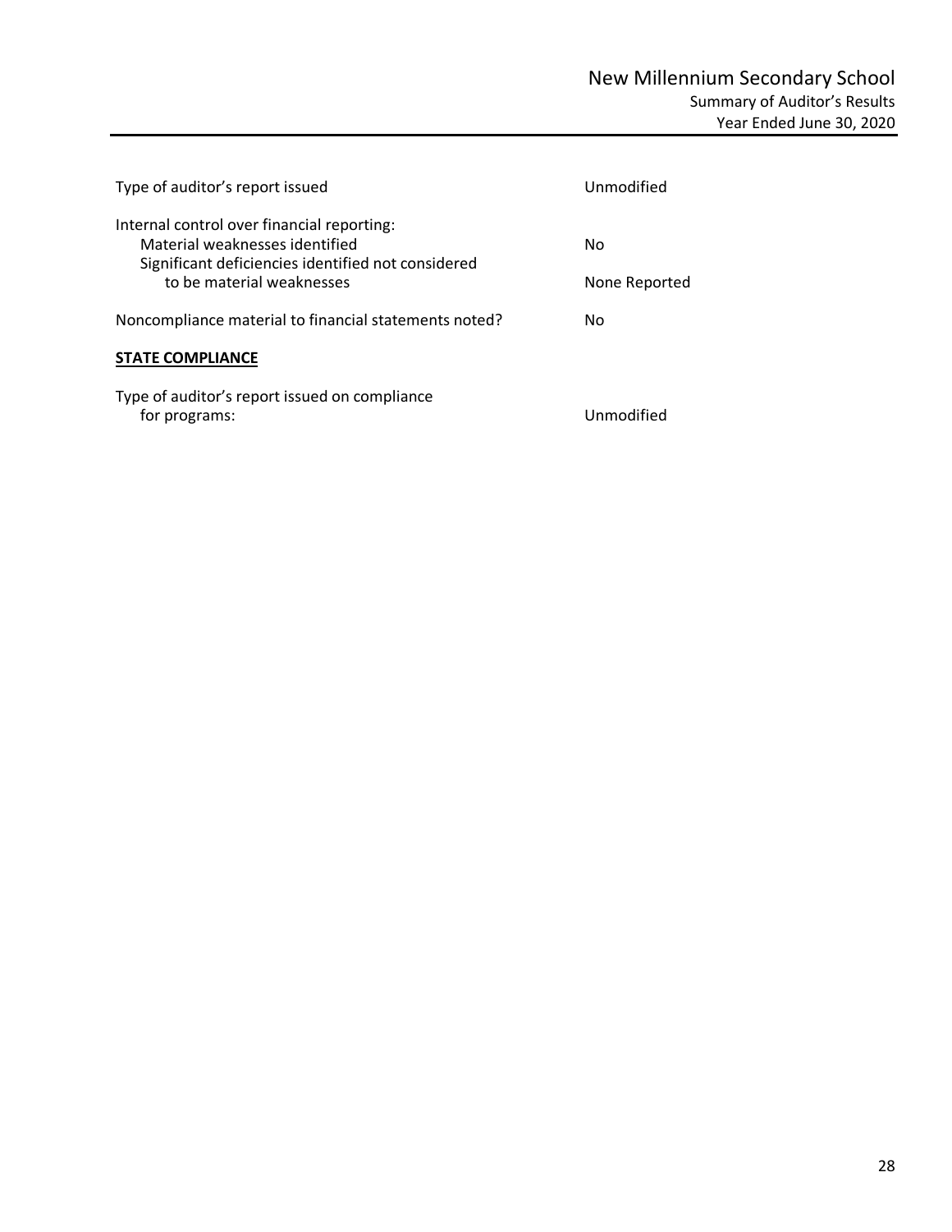# New Millennium Secondary School

## Summary of Auditor's Results

### Year Ended June 30, 2020

| | |
|---|---|
| Type of auditor's report issued | Unmodified |
| Internal control over financial reporting: | |
| Material weaknesses identified | No |
| Significant deficiencies identified not considered to be material weaknesses | None Reported |
| Noncompliance material to financial statements noted? | No |

**STATE COMPLIANCE**

| | |
|---|---|
| Type of auditor's report issued on compliance for programs: | Unmodified |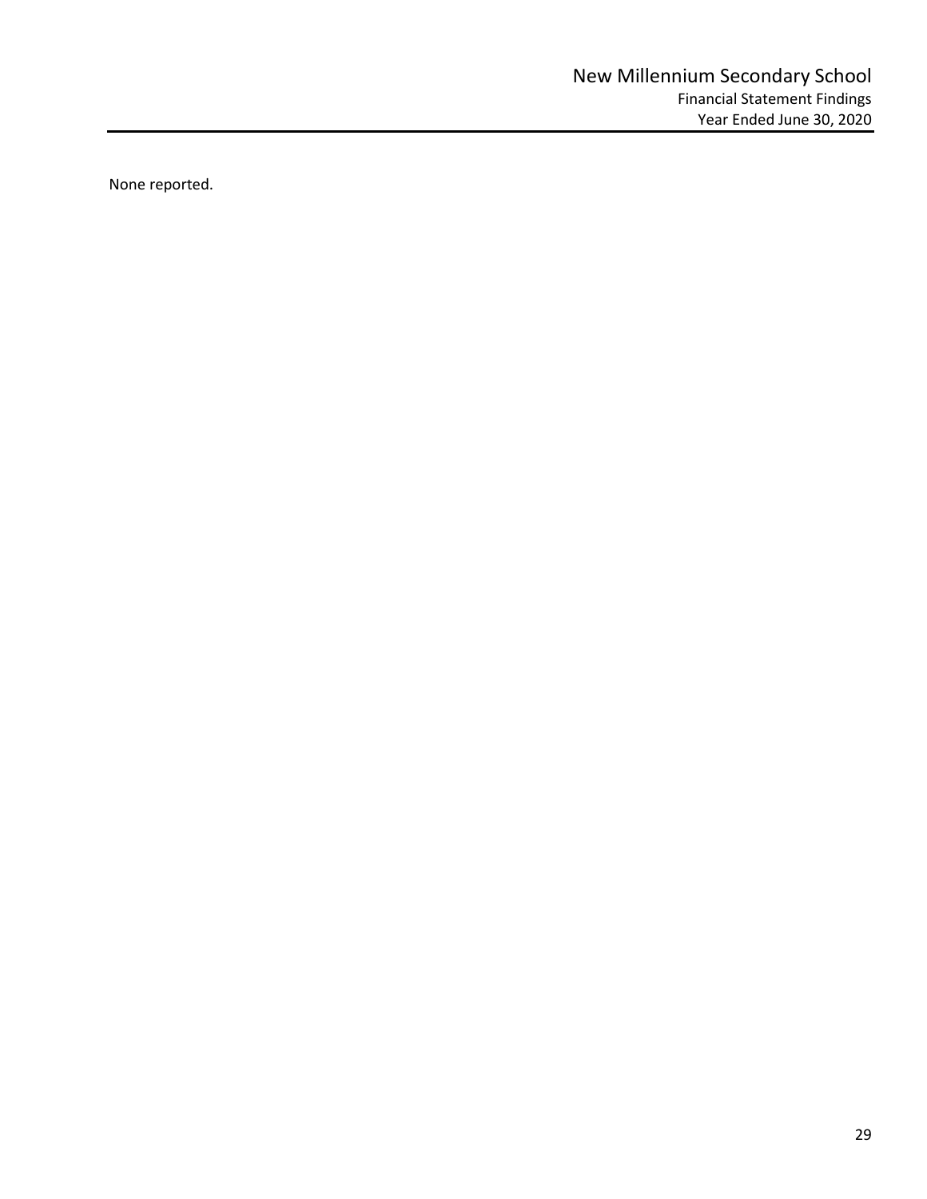# New Millennium Secondary School

## Financial Statement Findings

## Year Ended June 30, 2020

None reported.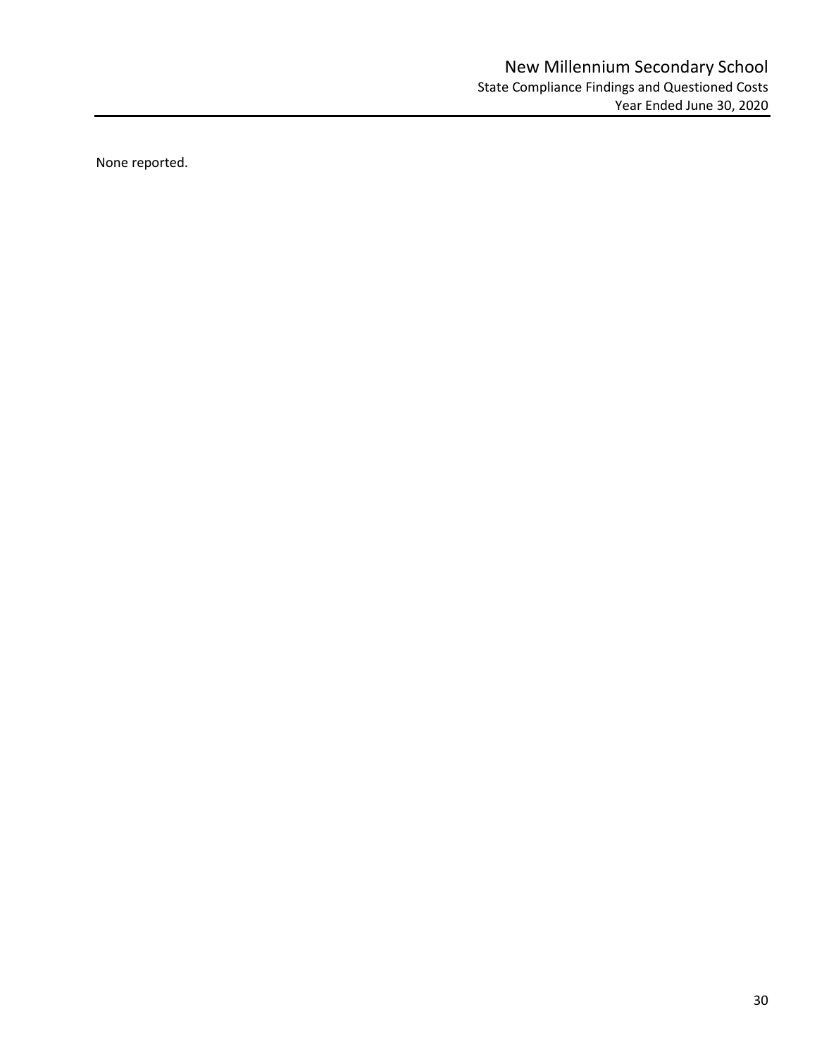# New Millennium Secondary School

## State Compliance Findings and Questioned Costs

### Year Ended June 30, 2020

None reported.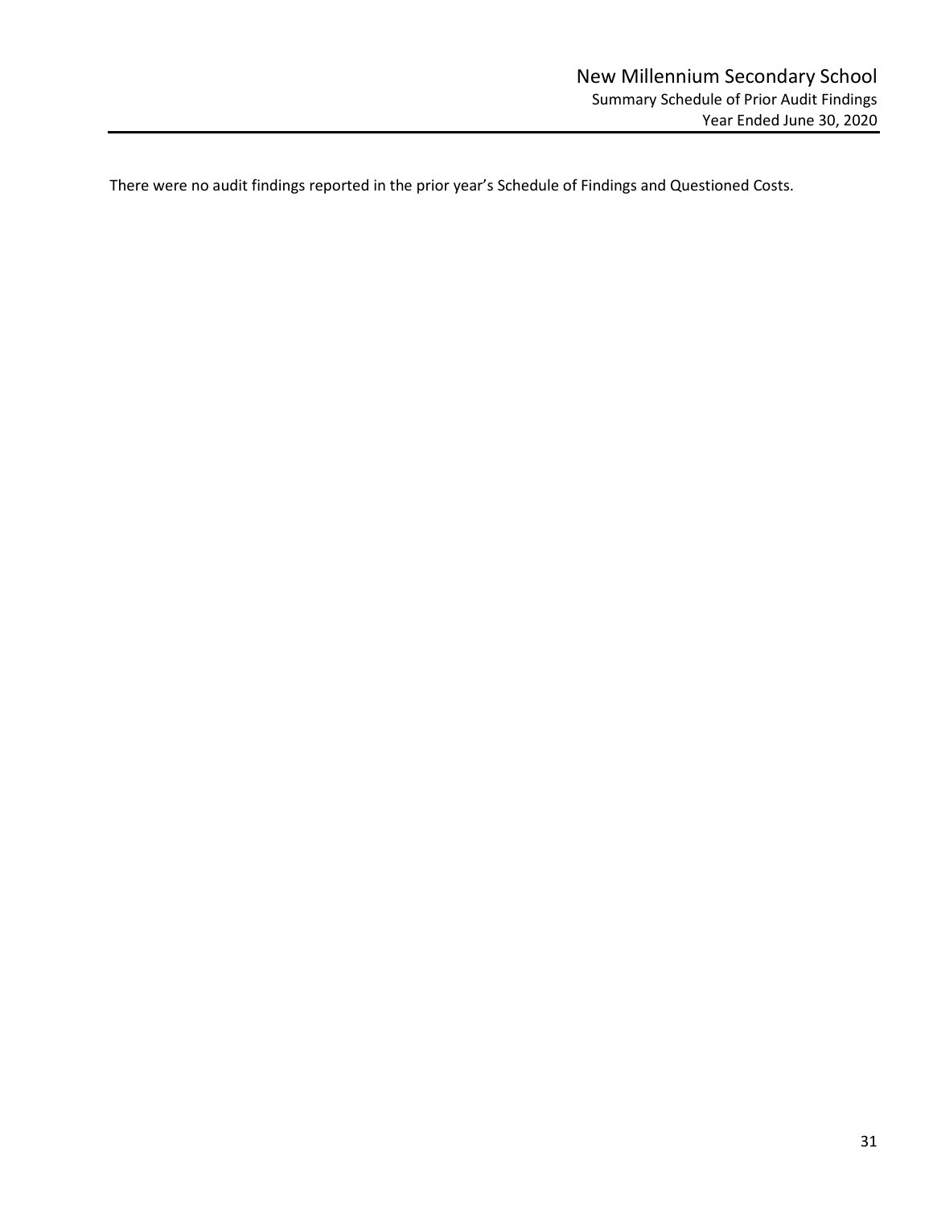# New Millennium Secondary School

## Summary Schedule of Prior Audit Findings

### Year Ended June 30, 2020

There were no audit findings reported in the prior year's Schedule of Findings and Questioned Costs.